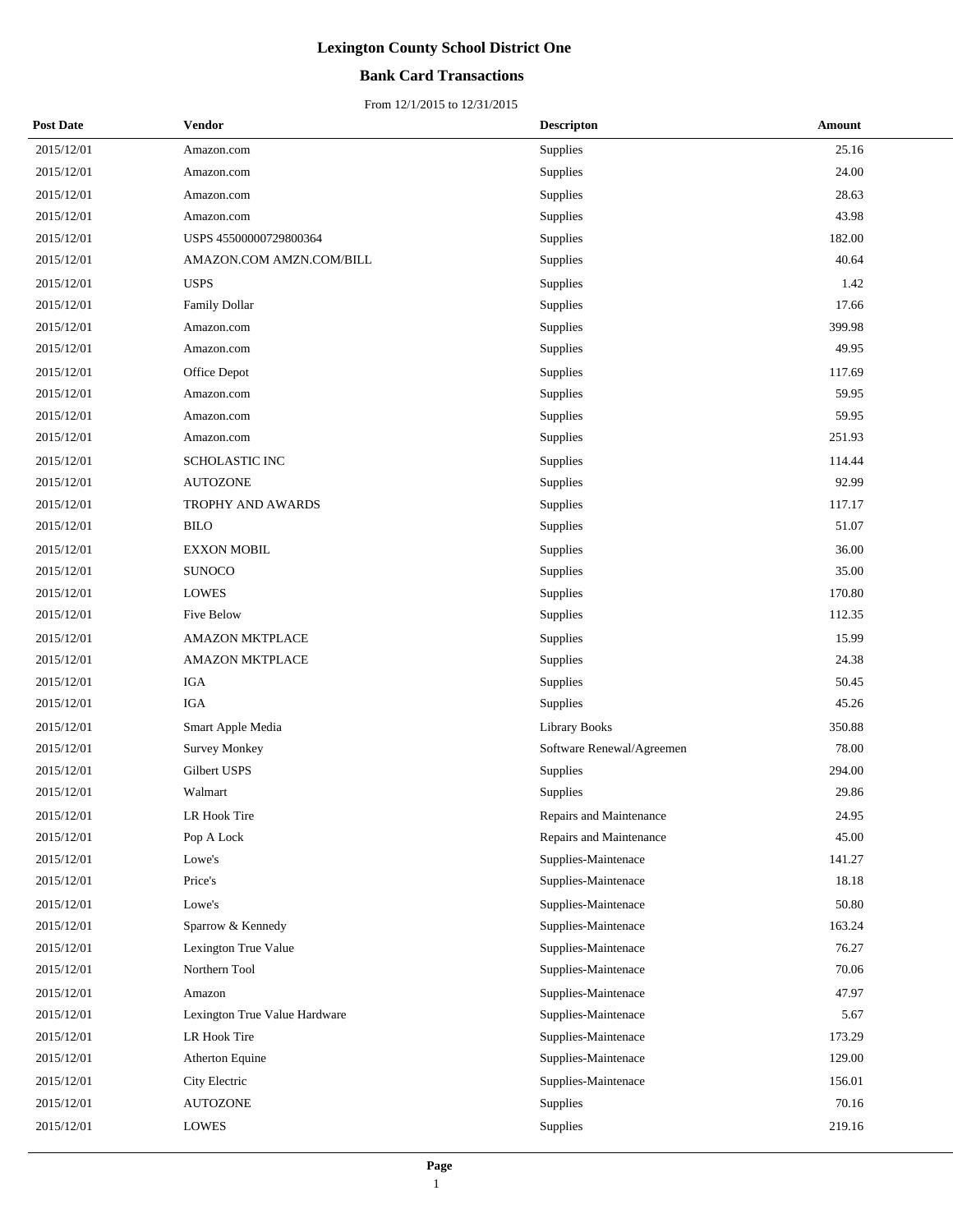# Lexington County School District One

## Bank Card Transactions

From 12/1/2015 to 12/31/2015

| Post Date | Vendor | Descripton | Amount |
|---|---|---|---|
| 2015/12/01 | Amazon.com | Supplies | 25.16 |
| 2015/12/01 | Amazon.com | Supplies | 24.00 |
| 2015/12/01 | Amazon.com | Supplies | 28.63 |
| 2015/12/01 | Amazon.com | Supplies | 43.98 |
| 2015/12/01 | USPS 45500000729800364 | Supplies | 182.00 |
| 2015/12/01 | AMAZON.COM AMZN.COM/BILL | Supplies | 40.64 |
| 2015/12/01 | USPS | Supplies | 1.42 |
| 2015/12/01 | Family Dollar | Supplies | 17.66 |
| 2015/12/01 | Amazon.com | Supplies | 399.98 |
| 2015/12/01 | Amazon.com | Supplies | 49.95 |
| 2015/12/01 | Office Depot | Supplies | 117.69 |
| 2015/12/01 | Amazon.com | Supplies | 59.95 |
| 2015/12/01 | Amazon.com | Supplies | 59.95 |
| 2015/12/01 | Amazon.com | Supplies | 251.93 |
| 2015/12/01 | SCHOLASTIC INC | Supplies | 114.44 |
| 2015/12/01 | AUTOZONE | Supplies | 92.99 |
| 2015/12/01 | TROPHY AND AWARDS | Supplies | 117.17 |
| 2015/12/01 | BILO | Supplies | 51.07 |
| 2015/12/01 | EXXON MOBIL | Supplies | 36.00 |
| 2015/12/01 | SUNOCO | Supplies | 35.00 |
| 2015/12/01 | LOWES | Supplies | 170.80 |
| 2015/12/01 | Five Below | Supplies | 112.35 |
| 2015/12/01 | AMAZON MKTPLACE | Supplies | 15.99 |
| 2015/12/01 | AMAZON MKTPLACE | Supplies | 24.38 |
| 2015/12/01 | IGA | Supplies | 50.45 |
| 2015/12/01 | IGA | Supplies | 45.26 |
| 2015/12/01 | Smart Apple Media | Library Books | 350.88 |
| 2015/12/01 | Survey Monkey | Software Renewal/Agreemen | 78.00 |
| 2015/12/01 | Gilbert USPS | Supplies | 294.00 |
| 2015/12/01 | Walmart | Supplies | 29.86 |
| 2015/12/01 | LR Hook Tire | Repairs and Maintenance | 24.95 |
| 2015/12/01 | Pop A Lock | Repairs and Maintenance | 45.00 |
| 2015/12/01 | Lowe's | Supplies-Maintenace | 141.27 |
| 2015/12/01 | Price's | Supplies-Maintenace | 18.18 |
| 2015/12/01 | Lowe's | Supplies-Maintenace | 50.80 |
| 2015/12/01 | Sparrow & Kennedy | Supplies-Maintenace | 163.24 |
| 2015/12/01 | Lexington True Value | Supplies-Maintenace | 76.27 |
| 2015/12/01 | Northern Tool | Supplies-Maintenace | 70.06 |
| 2015/12/01 | Amazon | Supplies-Maintenace | 47.97 |
| 2015/12/01 | Lexington True Value Hardware | Supplies-Maintenace | 5.67 |
| 2015/12/01 | LR Hook Tire | Supplies-Maintenace | 173.29 |
| 2015/12/01 | Atherton Equine | Supplies-Maintenace | 129.00 |
| 2015/12/01 | City Electric | Supplies-Maintenace | 156.01 |
| 2015/12/01 | AUTOZONE | Supplies | 70.16 |
| 2015/12/01 | LOWES | Supplies | 219.16 |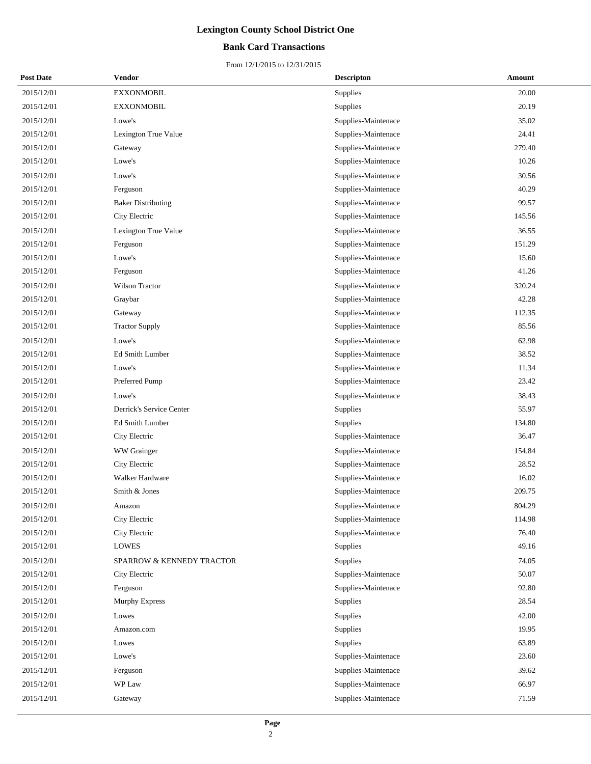# Lexington County School District One

## Bank Card Transactions

From 12/1/2015 to 12/31/2015

| Post Date | Vendor | Descripton | Amount |
|---|---|---|---|
| 2015/12/01 | EXXONMOBIL | Supplies | 20.00 |
| 2015/12/01 | EXXONMOBIL | Supplies | 20.19 |
| 2015/12/01 | Lowe's | Supplies-Maintenace | 35.02 |
| 2015/12/01 | Lexington True Value | Supplies-Maintenace | 24.41 |
| 2015/12/01 | Gateway | Supplies-Maintenace | 279.40 |
| 2015/12/01 | Lowe's | Supplies-Maintenace | 10.26 |
| 2015/12/01 | Lowe's | Supplies-Maintenace | 30.56 |
| 2015/12/01 | Ferguson | Supplies-Maintenace | 40.29 |
| 2015/12/01 | Baker Distributing | Supplies-Maintenace | 99.57 |
| 2015/12/01 | City Electric | Supplies-Maintenace | 145.56 |
| 2015/12/01 | Lexington True Value | Supplies-Maintenace | 36.55 |
| 2015/12/01 | Ferguson | Supplies-Maintenace | 151.29 |
| 2015/12/01 | Lowe's | Supplies-Maintenace | 15.60 |
| 2015/12/01 | Ferguson | Supplies-Maintenace | 41.26 |
| 2015/12/01 | Wilson Tractor | Supplies-Maintenace | 320.24 |
| 2015/12/01 | Graybar | Supplies-Maintenace | 42.28 |
| 2015/12/01 | Gateway | Supplies-Maintenace | 112.35 |
| 2015/12/01 | Tractor Supply | Supplies-Maintenace | 85.56 |
| 2015/12/01 | Lowe's | Supplies-Maintenace | 62.98 |
| 2015/12/01 | Ed Smith Lumber | Supplies-Maintenace | 38.52 |
| 2015/12/01 | Lowe's | Supplies-Maintenace | 11.34 |
| 2015/12/01 | Preferred Pump | Supplies-Maintenace | 23.42 |
| 2015/12/01 | Lowe's | Supplies-Maintenace | 38.43 |
| 2015/12/01 | Derrick's Service Center | Supplies | 55.97 |
| 2015/12/01 | Ed Smith Lumber | Supplies | 134.80 |
| 2015/12/01 | City Electric | Supplies-Maintenace | 36.47 |
| 2015/12/01 | WW Grainger | Supplies-Maintenace | 154.84 |
| 2015/12/01 | City Electric | Supplies-Maintenace | 28.52 |
| 2015/12/01 | Walker Hardware | Supplies-Maintenace | 16.02 |
| 2015/12/01 | Smith & Jones | Supplies-Maintenace | 209.75 |
| 2015/12/01 | Amazon | Supplies-Maintenace | 804.29 |
| 2015/12/01 | City Electric | Supplies-Maintenace | 114.98 |
| 2015/12/01 | City Electric | Supplies-Maintenace | 76.40 |
| 2015/12/01 | LOWES | Supplies | 49.16 |
| 2015/12/01 | SPARROW & KENNEDY TRACTOR | Supplies | 74.05 |
| 2015/12/01 | City Electric | Supplies-Maintenace | 50.07 |
| 2015/12/01 | Ferguson | Supplies-Maintenace | 92.80 |
| 2015/12/01 | Murphy Express | Supplies | 28.54 |
| 2015/12/01 | Lowes | Supplies | 42.00 |
| 2015/12/01 | Amazon.com | Supplies | 19.95 |
| 2015/12/01 | Lowes | Supplies | 63.89 |
| 2015/12/01 | Lowe's | Supplies-Maintenace | 23.60 |
| 2015/12/01 | Ferguson | Supplies-Maintenace | 39.62 |
| 2015/12/01 | WP Law | Supplies-Maintenace | 66.97 |
| 2015/12/01 | Gateway | Supplies-Maintenace | 71.59 |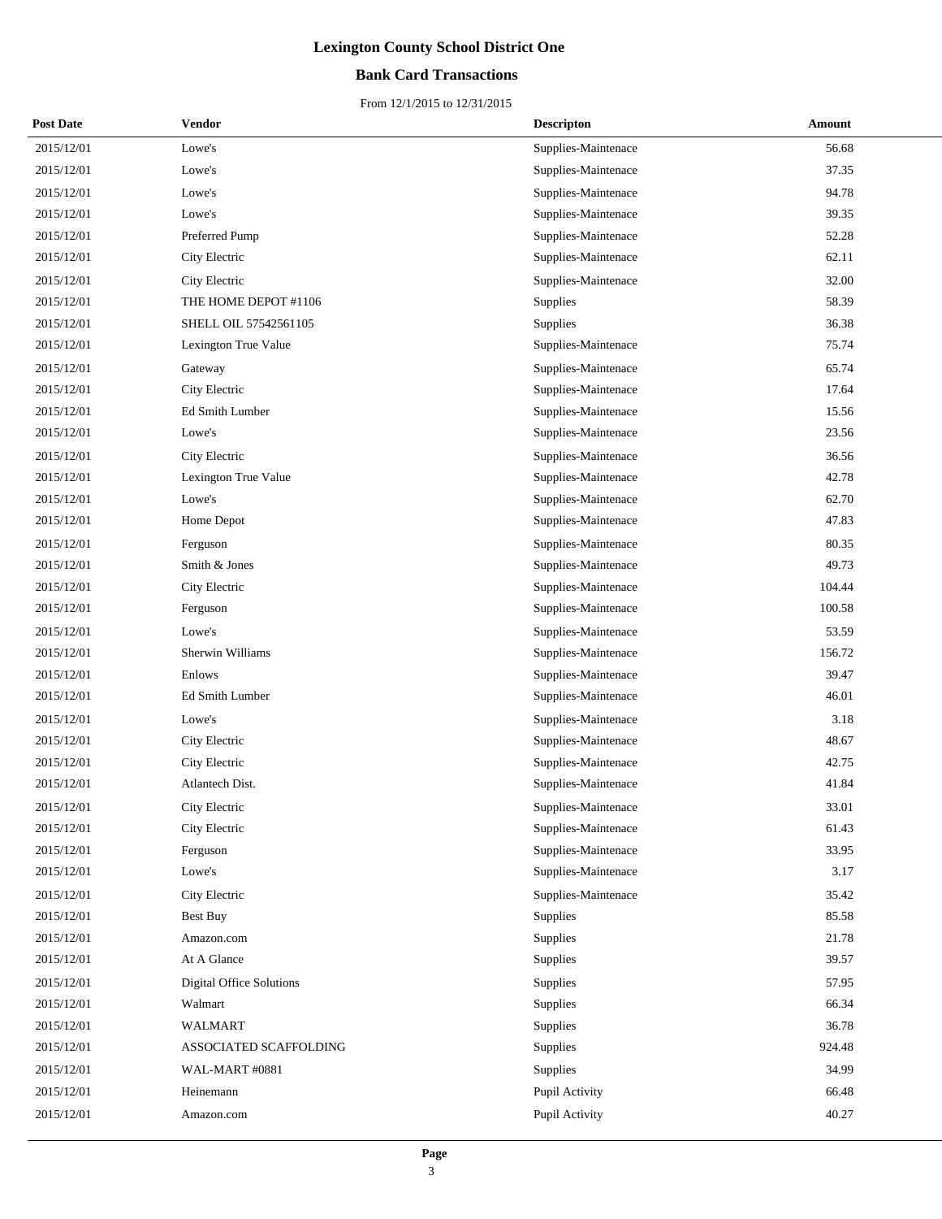# Lexington County School District One

## Bank Card Transactions

From 12/1/2015 to 12/31/2015

| Post Date | Vendor | Descripton | Amount |
|---|---|---|---|
| 2015/12/01 | Lowe's | Supplies-Maintenace | 56.68 |
| 2015/12/01 | Lowe's | Supplies-Maintenace | 37.35 |
| 2015/12/01 | Lowe's | Supplies-Maintenace | 94.78 |
| 2015/12/01 | Lowe's | Supplies-Maintenace | 39.35 |
| 2015/12/01 | Preferred Pump | Supplies-Maintenace | 52.28 |
| 2015/12/01 | City Electric | Supplies-Maintenace | 62.11 |
| 2015/12/01 | City Electric | Supplies-Maintenace | 32.00 |
| 2015/12/01 | THE HOME DEPOT #1106 | Supplies | 58.39 |
| 2015/12/01 | SHELL OIL 57542561105 | Supplies | 36.38 |
| 2015/12/01 | Lexington True Value | Supplies-Maintenace | 75.74 |
| 2015/12/01 | Gateway | Supplies-Maintenace | 65.74 |
| 2015/12/01 | City Electric | Supplies-Maintenace | 17.64 |
| 2015/12/01 | Ed Smith Lumber | Supplies-Maintenace | 15.56 |
| 2015/12/01 | Lowe's | Supplies-Maintenace | 23.56 |
| 2015/12/01 | City Electric | Supplies-Maintenace | 36.56 |
| 2015/12/01 | Lexington True Value | Supplies-Maintenace | 42.78 |
| 2015/12/01 | Lowe's | Supplies-Maintenace | 62.70 |
| 2015/12/01 | Home Depot | Supplies-Maintenace | 47.83 |
| 2015/12/01 | Ferguson | Supplies-Maintenace | 80.35 |
| 2015/12/01 | Smith & Jones | Supplies-Maintenace | 49.73 |
| 2015/12/01 | City Electric | Supplies-Maintenace | 104.44 |
| 2015/12/01 | Ferguson | Supplies-Maintenace | 100.58 |
| 2015/12/01 | Lowe's | Supplies-Maintenace | 53.59 |
| 2015/12/01 | Sherwin Williams | Supplies-Maintenace | 156.72 |
| 2015/12/01 | Enlows | Supplies-Maintenace | 39.47 |
| 2015/12/01 | Ed Smith Lumber | Supplies-Maintenace | 46.01 |
| 2015/12/01 | Lowe's | Supplies-Maintenace | 3.18 |
| 2015/12/01 | City Electric | Supplies-Maintenace | 48.67 |
| 2015/12/01 | City Electric | Supplies-Maintenace | 42.75 |
| 2015/12/01 | Atlantech Dist. | Supplies-Maintenace | 41.84 |
| 2015/12/01 | City Electric | Supplies-Maintenace | 33.01 |
| 2015/12/01 | City Electric | Supplies-Maintenace | 61.43 |
| 2015/12/01 | Ferguson | Supplies-Maintenace | 33.95 |
| 2015/12/01 | Lowe's | Supplies-Maintenace | 3.17 |
| 2015/12/01 | City Electric | Supplies-Maintenace | 35.42 |
| 2015/12/01 | Best Buy | Supplies | 85.58 |
| 2015/12/01 | Amazon.com | Supplies | 21.78 |
| 2015/12/01 | At A Glance | Supplies | 39.57 |
| 2015/12/01 | Digital Office Solutions | Supplies | 57.95 |
| 2015/12/01 | Walmart | Supplies | 66.34 |
| 2015/12/01 | WALMART | Supplies | 36.78 |
| 2015/12/01 | ASSOCIATED SCAFFOLDING | Supplies | 924.48 |
| 2015/12/01 | WAL-MART #0881 | Supplies | 34.99 |
| 2015/12/01 | Heinemann | Pupil Activity | 66.48 |
| 2015/12/01 | Amazon.com | Pupil Activity | 40.27 |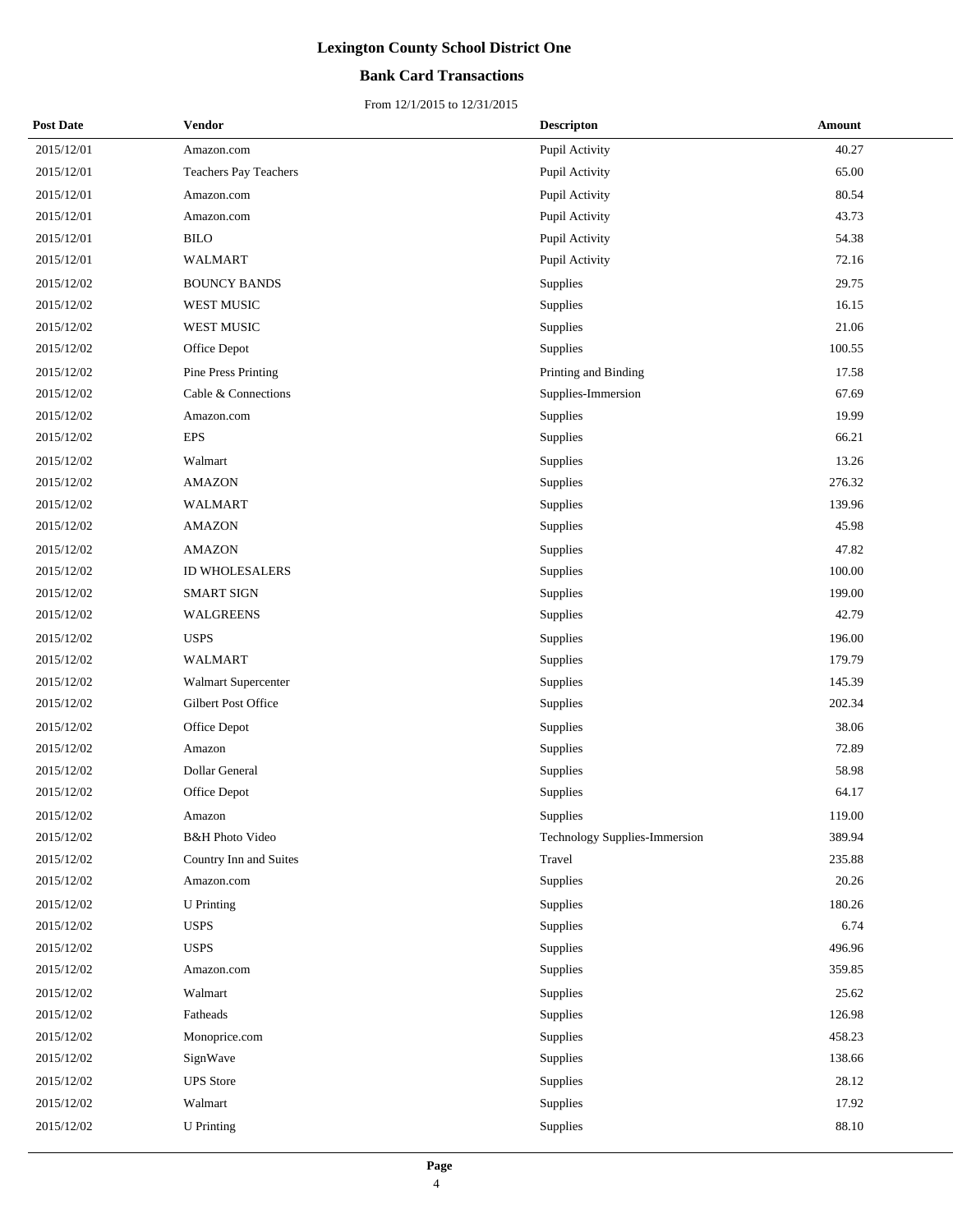# Lexington County School District One

## Bank Card Transactions

From 12/1/2015 to 12/31/2015

| Post Date | Vendor | Descripton | Amount |
| --- | --- | --- | --- |
| 2015/12/01 | Amazon.com | Pupil Activity | 40.27 |
| 2015/12/01 | Teachers Pay Teachers | Pupil Activity | 65.00 |
| 2015/12/01 | Amazon.com | Pupil Activity | 80.54 |
| 2015/12/01 | Amazon.com | Pupil Activity | 43.73 |
| 2015/12/01 | BILO | Pupil Activity | 54.38 |
| 2015/12/01 | WALMART | Pupil Activity | 72.16 |
| 2015/12/02 | BOUNCY BANDS | Supplies | 29.75 |
| 2015/12/02 | WEST MUSIC | Supplies | 16.15 |
| 2015/12/02 | WEST MUSIC | Supplies | 21.06 |
| 2015/12/02 | Office Depot | Supplies | 100.55 |
| 2015/12/02 | Pine Press Printing | Printing and Binding | 17.58 |
| 2015/12/02 | Cable & Connections | Supplies-Immersion | 67.69 |
| 2015/12/02 | Amazon.com | Supplies | 19.99 |
| 2015/12/02 | EPS | Supplies | 66.21 |
| 2015/12/02 | Walmart | Supplies | 13.26 |
| 2015/12/02 | AMAZON | Supplies | 276.32 |
| 2015/12/02 | WALMART | Supplies | 139.96 |
| 2015/12/02 | AMAZON | Supplies | 45.98 |
| 2015/12/02 | AMAZON | Supplies | 47.82 |
| 2015/12/02 | ID WHOLESALERS | Supplies | 100.00 |
| 2015/12/02 | SMART SIGN | Supplies | 199.00 |
| 2015/12/02 | WALGREENS | Supplies | 42.79 |
| 2015/12/02 | USPS | Supplies | 196.00 |
| 2015/12/02 | WALMART | Supplies | 179.79 |
| 2015/12/02 | Walmart Supercenter | Supplies | 145.39 |
| 2015/12/02 | Gilbert Post Office | Supplies | 202.34 |
| 2015/12/02 | Office Depot | Supplies | 38.06 |
| 2015/12/02 | Amazon | Supplies | 72.89 |
| 2015/12/02 | Dollar General | Supplies | 58.98 |
| 2015/12/02 | Office Depot | Supplies | 64.17 |
| 2015/12/02 | Amazon | Supplies | 119.00 |
| 2015/12/02 | B&H Photo Video | Technology Supplies-Immersion | 389.94 |
| 2015/12/02 | Country Inn and Suites | Travel | 235.88 |
| 2015/12/02 | Amazon.com | Supplies | 20.26 |
| 2015/12/02 | U Printing | Supplies | 180.26 |
| 2015/12/02 | USPS | Supplies | 6.74 |
| 2015/12/02 | USPS | Supplies | 496.96 |
| 2015/12/02 | Amazon.com | Supplies | 359.85 |
| 2015/12/02 | Walmart | Supplies | 25.62 |
| 2015/12/02 | Fatheads | Supplies | 126.98 |
| 2015/12/02 | Monoprice.com | Supplies | 458.23 |
| 2015/12/02 | SignWave | Supplies | 138.66 |
| 2015/12/02 | UPS Store | Supplies | 28.12 |
| 2015/12/02 | Walmart | Supplies | 17.92 |
| 2015/12/02 | U Printing | Supplies | 88.10 |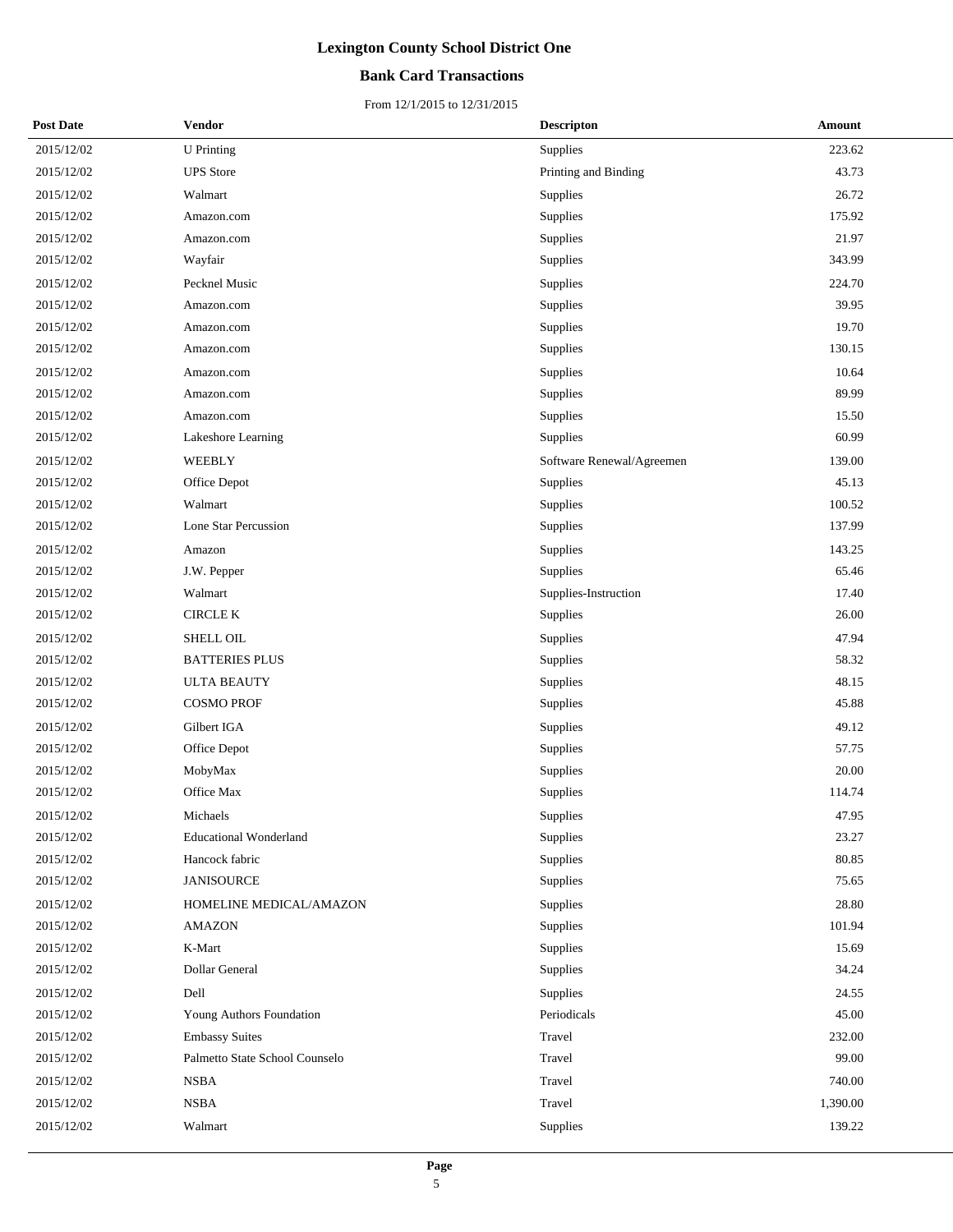# Lexington County School District One

## Bank Card Transactions

From 12/1/2015 to 12/31/2015

| Post Date | Vendor | Descripton | Amount |
|---|---|---|---|
| 2015/12/02 | U Printing | Supplies | 223.62 |
| 2015/12/02 | UPS Store | Printing and Binding | 43.73 |
| 2015/12/02 | Walmart | Supplies | 26.72 |
| 2015/12/02 | Amazon.com | Supplies | 175.92 |
| 2015/12/02 | Amazon.com | Supplies | 21.97 |
| 2015/12/02 | Wayfair | Supplies | 343.99 |
| 2015/12/02 | Pecknel Music | Supplies | 224.70 |
| 2015/12/02 | Amazon.com | Supplies | 39.95 |
| 2015/12/02 | Amazon.com | Supplies | 19.70 |
| 2015/12/02 | Amazon.com | Supplies | 130.15 |
| 2015/12/02 | Amazon.com | Supplies | 10.64 |
| 2015/12/02 | Amazon.com | Supplies | 89.99 |
| 2015/12/02 | Amazon.com | Supplies | 15.50 |
| 2015/12/02 | Lakeshore Learning | Supplies | 60.99 |
| 2015/12/02 | WEEBLY | Software Renewal/Agreemen | 139.00 |
| 2015/12/02 | Office Depot | Supplies | 45.13 |
| 2015/12/02 | Walmart | Supplies | 100.52 |
| 2015/12/02 | Lone Star Percussion | Supplies | 137.99 |
| 2015/12/02 | Amazon | Supplies | 143.25 |
| 2015/12/02 | J.W. Pepper | Supplies | 65.46 |
| 2015/12/02 | Walmart | Supplies-Instruction | 17.40 |
| 2015/12/02 | CIRCLE K | Supplies | 26.00 |
| 2015/12/02 | SHELL OIL | Supplies | 47.94 |
| 2015/12/02 | BATTERIES PLUS | Supplies | 58.32 |
| 2015/12/02 | ULTA BEAUTY | Supplies | 48.15 |
| 2015/12/02 | COSMO PROF | Supplies | 45.88 |
| 2015/12/02 | Gilbert IGA | Supplies | 49.12 |
| 2015/12/02 | Office Depot | Supplies | 57.75 |
| 2015/12/02 | MobyMax | Supplies | 20.00 |
| 2015/12/02 | Office Max | Supplies | 114.74 |
| 2015/12/02 | Michaels | Supplies | 47.95 |
| 2015/12/02 | Educational Wonderland | Supplies | 23.27 |
| 2015/12/02 | Hancock fabric | Supplies | 80.85 |
| 2015/12/02 | JANISOURCE | Supplies | 75.65 |
| 2015/12/02 | HOMELINE MEDICAL/AMAZON | Supplies | 28.80 |
| 2015/12/02 | AMAZON | Supplies | 101.94 |
| 2015/12/02 | K-Mart | Supplies | 15.69 |
| 2015/12/02 | Dollar General | Supplies | 34.24 |
| 2015/12/02 | Dell | Supplies | 24.55 |
| 2015/12/02 | Young Authors Foundation | Periodicals | 45.00 |
| 2015/12/02 | Embassy Suites | Travel | 232.00 |
| 2015/12/02 | Palmetto State School Counselo | Travel | 99.00 |
| 2015/12/02 | NSBA | Travel | 740.00 |
| 2015/12/02 | NSBA | Travel | 1,390.00 |
| 2015/12/02 | Walmart | Supplies | 139.22 |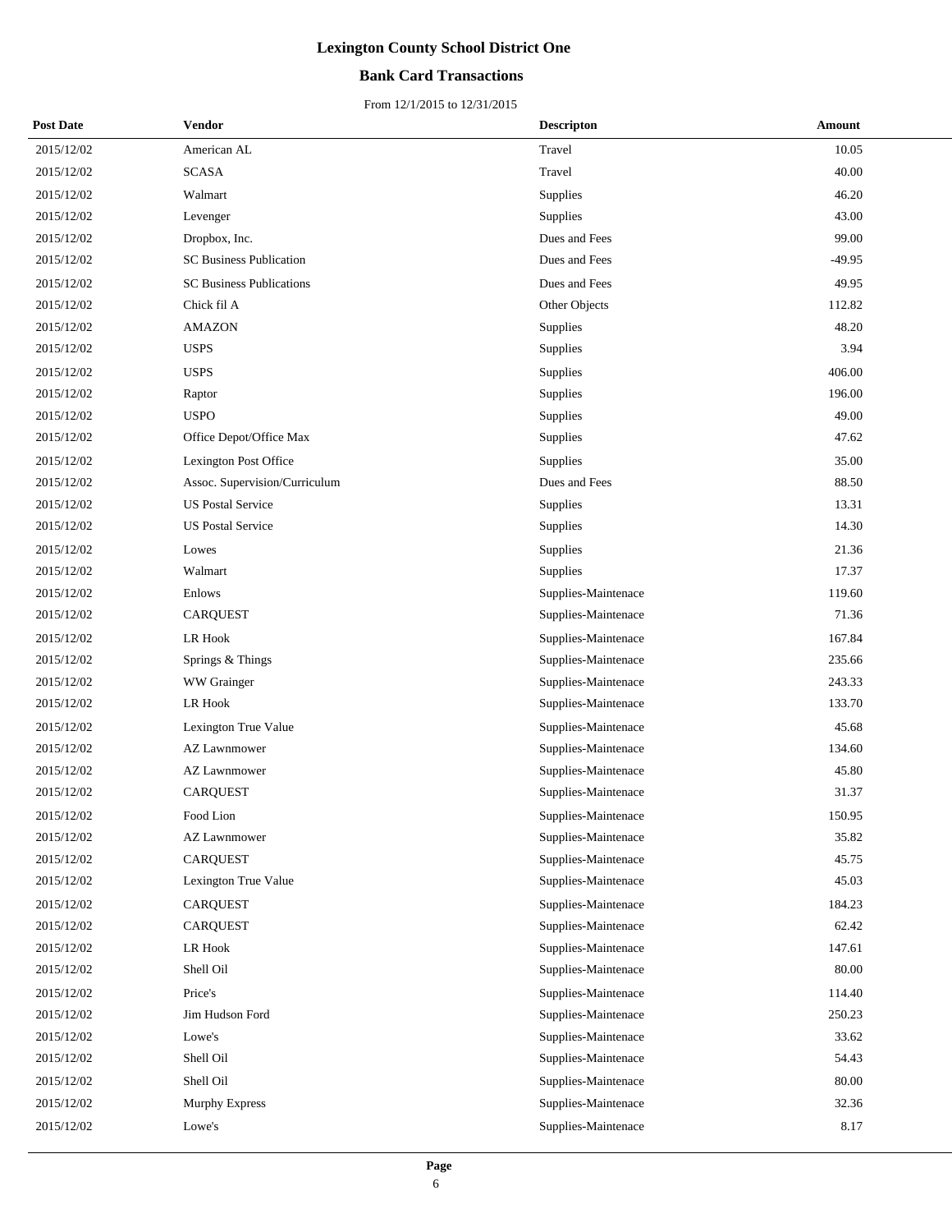# Lexington County School District One

## Bank Card Transactions

From 12/1/2015 to 12/31/2015

| Post Date | Vendor | Descripton | Amount |
|---|---|---|---|
| 2015/12/02 | American AL | Travel | 10.05 |
| 2015/12/02 | SCASA | Travel | 40.00 |
| 2015/12/02 | Walmart | Supplies | 46.20 |
| 2015/12/02 | Levenger | Supplies | 43.00 |
| 2015/12/02 | Dropbox, Inc. | Dues and Fees | 99.00 |
| 2015/12/02 | SC Business Publication | Dues and Fees | -49.95 |
| 2015/12/02 | SC Business Publications | Dues and Fees | 49.95 |
| 2015/12/02 | Chick fil A | Other Objects | 112.82 |
| 2015/12/02 | AMAZON | Supplies | 48.20 |
| 2015/12/02 | USPS | Supplies | 3.94 |
| 2015/12/02 | USPS | Supplies | 406.00 |
| 2015/12/02 | Raptor | Supplies | 196.00 |
| 2015/12/02 | USPO | Supplies | 49.00 |
| 2015/12/02 | Office Depot/Office Max | Supplies | 47.62 |
| 2015/12/02 | Lexington Post Office | Supplies | 35.00 |
| 2015/12/02 | Assoc. Supervision/Curriculum | Dues and Fees | 88.50 |
| 2015/12/02 | US Postal Service | Supplies | 13.31 |
| 2015/12/02 | US Postal Service | Supplies | 14.30 |
| 2015/12/02 | Lowes | Supplies | 21.36 |
| 2015/12/02 | Walmart | Supplies | 17.37 |
| 2015/12/02 | Enlows | Supplies-Maintenace | 119.60 |
| 2015/12/02 | CARQUEST | Supplies-Maintenace | 71.36 |
| 2015/12/02 | LR Hook | Supplies-Maintenace | 167.84 |
| 2015/12/02 | Springs & Things | Supplies-Maintenace | 235.66 |
| 2015/12/02 | WW Grainger | Supplies-Maintenace | 243.33 |
| 2015/12/02 | LR Hook | Supplies-Maintenace | 133.70 |
| 2015/12/02 | Lexington True Value | Supplies-Maintenace | 45.68 |
| 2015/12/02 | AZ Lawnmower | Supplies-Maintenace | 134.60 |
| 2015/12/02 | AZ Lawnmower | Supplies-Maintenace | 45.80 |
| 2015/12/02 | CARQUEST | Supplies-Maintenace | 31.37 |
| 2015/12/02 | Food Lion | Supplies-Maintenace | 150.95 |
| 2015/12/02 | AZ Lawnmower | Supplies-Maintenace | 35.82 |
| 2015/12/02 | CARQUEST | Supplies-Maintenace | 45.75 |
| 2015/12/02 | Lexington True Value | Supplies-Maintenace | 45.03 |
| 2015/12/02 | CARQUEST | Supplies-Maintenace | 184.23 |
| 2015/12/02 | CARQUEST | Supplies-Maintenace | 62.42 |
| 2015/12/02 | LR Hook | Supplies-Maintenace | 147.61 |
| 2015/12/02 | Shell Oil | Supplies-Maintenace | 80.00 |
| 2015/12/02 | Price's | Supplies-Maintenace | 114.40 |
| 2015/12/02 | Jim Hudson Ford | Supplies-Maintenace | 250.23 |
| 2015/12/02 | Lowe's | Supplies-Maintenace | 33.62 |
| 2015/12/02 | Shell Oil | Supplies-Maintenace | 54.43 |
| 2015/12/02 | Shell Oil | Supplies-Maintenace | 80.00 |
| 2015/12/02 | Murphy Express | Supplies-Maintenace | 32.36 |
| 2015/12/02 | Lowe's | Supplies-Maintenace | 8.17 |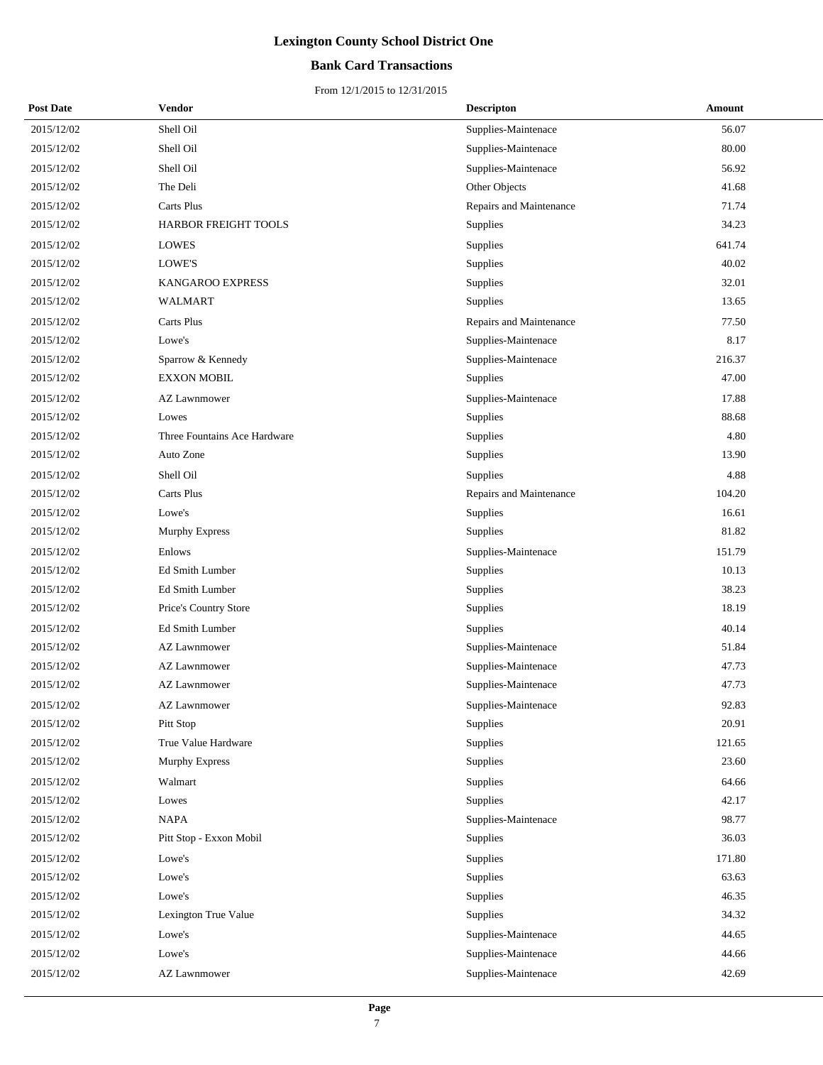# Lexington County School District One

## Bank Card Transactions

From 12/1/2015 to 12/31/2015

| Post Date | Vendor | Descripton | Amount |
|---|---|---|---|
| 2015/12/02 | Shell Oil | Supplies-Maintenace | 56.07 |
| 2015/12/02 | Shell Oil | Supplies-Maintenace | 80.00 |
| 2015/12/02 | Shell Oil | Supplies-Maintenace | 56.92 |
| 2015/12/02 | The Deli | Other Objects | 41.68 |
| 2015/12/02 | Carts Plus | Repairs and Maintenance | 71.74 |
| 2015/12/02 | HARBOR FREIGHT TOOLS | Supplies | 34.23 |
| 2015/12/02 | LOWES | Supplies | 641.74 |
| 2015/12/02 | LOWE'S | Supplies | 40.02 |
| 2015/12/02 | KANGAROO EXPRESS | Supplies | 32.01 |
| 2015/12/02 | WALMART | Supplies | 13.65 |
| 2015/12/02 | Carts Plus | Repairs and Maintenance | 77.50 |
| 2015/12/02 | Lowe's | Supplies-Maintenace | 8.17 |
| 2015/12/02 | Sparrow & Kennedy | Supplies-Maintenace | 216.37 |
| 2015/12/02 | EXXON MOBIL | Supplies | 47.00 |
| 2015/12/02 | AZ Lawnmower | Supplies-Maintenace | 17.88 |
| 2015/12/02 | Lowes | Supplies | 88.68 |
| 2015/12/02 | Three Fountains Ace Hardware | Supplies | 4.80 |
| 2015/12/02 | Auto Zone | Supplies | 13.90 |
| 2015/12/02 | Shell Oil | Supplies | 4.88 |
| 2015/12/02 | Carts Plus | Repairs and Maintenance | 104.20 |
| 2015/12/02 | Lowe's | Supplies | 16.61 |
| 2015/12/02 | Murphy Express | Supplies | 81.82 |
| 2015/12/02 | Enlows | Supplies-Maintenace | 151.79 |
| 2015/12/02 | Ed Smith Lumber | Supplies | 10.13 |
| 2015/12/02 | Ed Smith Lumber | Supplies | 38.23 |
| 2015/12/02 | Price's Country Store | Supplies | 18.19 |
| 2015/12/02 | Ed Smith Lumber | Supplies | 40.14 |
| 2015/12/02 | AZ Lawnmower | Supplies-Maintenace | 51.84 |
| 2015/12/02 | AZ Lawnmower | Supplies-Maintenace | 47.73 |
| 2015/12/02 | AZ Lawnmower | Supplies-Maintenace | 47.73 |
| 2015/12/02 | AZ Lawnmower | Supplies-Maintenace | 92.83 |
| 2015/12/02 | Pitt Stop | Supplies | 20.91 |
| 2015/12/02 | True Value Hardware | Supplies | 121.65 |
| 2015/12/02 | Murphy Express | Supplies | 23.60 |
| 2015/12/02 | Walmart | Supplies | 64.66 |
| 2015/12/02 | Lowes | Supplies | 42.17 |
| 2015/12/02 | NAPA | Supplies-Maintenace | 98.77 |
| 2015/12/02 | Pitt Stop - Exxon Mobil | Supplies | 36.03 |
| 2015/12/02 | Lowe's | Supplies | 171.80 |
| 2015/12/02 | Lowe's | Supplies | 63.63 |
| 2015/12/02 | Lowe's | Supplies | 46.35 |
| 2015/12/02 | Lexington True Value | Supplies | 34.32 |
| 2015/12/02 | Lowe's | Supplies-Maintenace | 44.65 |
| 2015/12/02 | Lowe's | Supplies-Maintenace | 44.66 |
| 2015/12/02 | AZ Lawnmower | Supplies-Maintenace | 42.69 |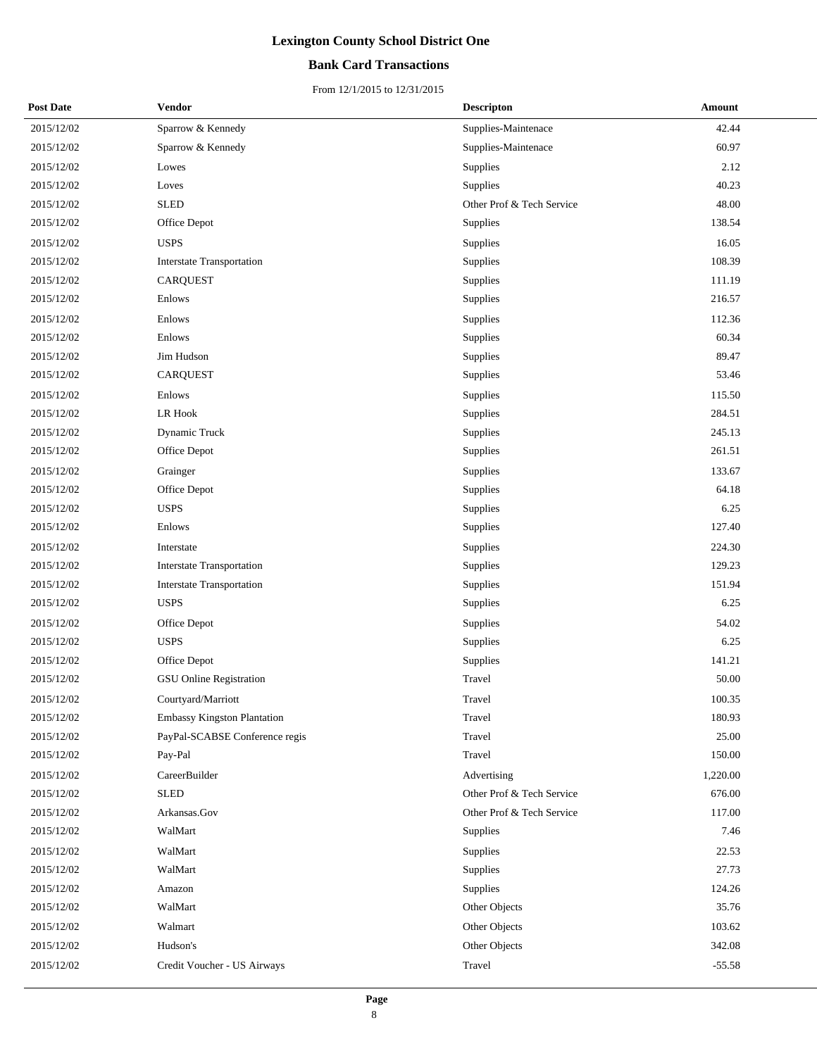# Lexington County School District One

## Bank Card Transactions

From 12/1/2015 to 12/31/2015

| Post Date | Vendor | Descripton | Amount |
|---|---|---|---|
| 2015/12/02 | Sparrow & Kennedy | Supplies-Maintenace | 42.44 |
| 2015/12/02 | Sparrow & Kennedy | Supplies-Maintenace | 60.97 |
| 2015/12/02 | Lowes | Supplies | 2.12 |
| 2015/12/02 | Loves | Supplies | 40.23 |
| 2015/12/02 | SLED | Other Prof & Tech Service | 48.00 |
| 2015/12/02 | Office Depot | Supplies | 138.54 |
| 2015/12/02 | USPS | Supplies | 16.05 |
| 2015/12/02 | Interstate Transportation | Supplies | 108.39 |
| 2015/12/02 | CARQUEST | Supplies | 111.19 |
| 2015/12/02 | Enlows | Supplies | 216.57 |
| 2015/12/02 | Enlows | Supplies | 112.36 |
| 2015/12/02 | Enlows | Supplies | 60.34 |
| 2015/12/02 | Jim Hudson | Supplies | 89.47 |
| 2015/12/02 | CARQUEST | Supplies | 53.46 |
| 2015/12/02 | Enlows | Supplies | 115.50 |
| 2015/12/02 | LR Hook | Supplies | 284.51 |
| 2015/12/02 | Dynamic Truck | Supplies | 245.13 |
| 2015/12/02 | Office Depot | Supplies | 261.51 |
| 2015/12/02 | Grainger | Supplies | 133.67 |
| 2015/12/02 | Office Depot | Supplies | 64.18 |
| 2015/12/02 | USPS | Supplies | 6.25 |
| 2015/12/02 | Enlows | Supplies | 127.40 |
| 2015/12/02 | Interstate | Supplies | 224.30 |
| 2015/12/02 | Interstate Transportation | Supplies | 129.23 |
| 2015/12/02 | Interstate Transportation | Supplies | 151.94 |
| 2015/12/02 | USPS | Supplies | 6.25 |
| 2015/12/02 | Office Depot | Supplies | 54.02 |
| 2015/12/02 | USPS | Supplies | 6.25 |
| 2015/12/02 | Office Depot | Supplies | 141.21 |
| 2015/12/02 | GSU Online Registration | Travel | 50.00 |
| 2015/12/02 | Courtyard/Marriott | Travel | 100.35 |
| 2015/12/02 | Embassy Kingston Plantation | Travel | 180.93 |
| 2015/12/02 | PayPal-SCABSE Conference regis | Travel | 25.00 |
| 2015/12/02 | Pay-Pal | Travel | 150.00 |
| 2015/12/02 | CareerBuilder | Advertising | 1,220.00 |
| 2015/12/02 | SLED | Other Prof & Tech Service | 676.00 |
| 2015/12/02 | Arkansas.Gov | Other Prof & Tech Service | 117.00 |
| 2015/12/02 | WalMart | Supplies | 7.46 |
| 2015/12/02 | WalMart | Supplies | 22.53 |
| 2015/12/02 | WalMart | Supplies | 27.73 |
| 2015/12/02 | Amazon | Supplies | 124.26 |
| 2015/12/02 | WalMart | Other Objects | 35.76 |
| 2015/12/02 | Walmart | Other Objects | 103.62 |
| 2015/12/02 | Hudson's | Other Objects | 342.08 |
| 2015/12/02 | Credit Voucher - US Airways | Travel | -55.58 |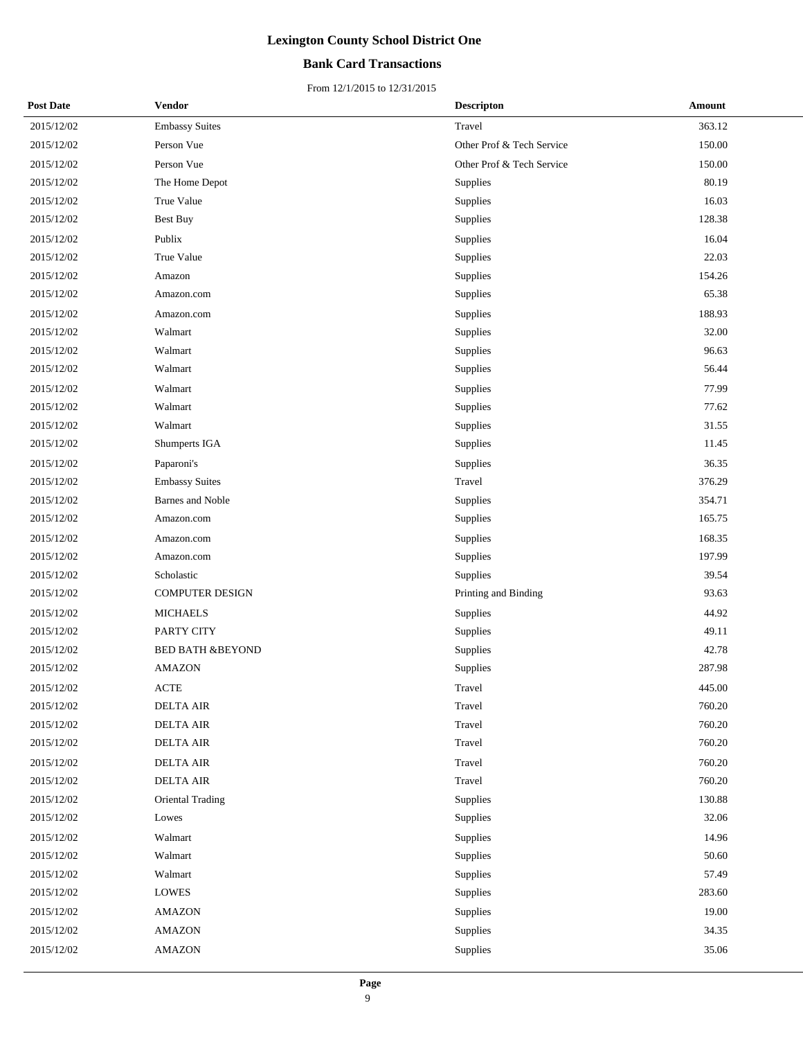# Lexington County School District One

## Bank Card Transactions

From 12/1/2015 to 12/31/2015

| Post Date | Vendor | Descripton | Amount |
|---|---|---|---|
| 2015/12/02 | Embassy Suites | Travel | 363.12 |
| 2015/12/02 | Person Vue | Other Prof & Tech Service | 150.00 |
| 2015/12/02 | Person Vue | Other Prof & Tech Service | 150.00 |
| 2015/12/02 | The Home Depot | Supplies | 80.19 |
| 2015/12/02 | True Value | Supplies | 16.03 |
| 2015/12/02 | Best Buy | Supplies | 128.38 |
| 2015/12/02 | Publix | Supplies | 16.04 |
| 2015/12/02 | True Value | Supplies | 22.03 |
| 2015/12/02 | Amazon | Supplies | 154.26 |
| 2015/12/02 | Amazon.com | Supplies | 65.38 |
| 2015/12/02 | Amazon.com | Supplies | 188.93 |
| 2015/12/02 | Walmart | Supplies | 32.00 |
| 2015/12/02 | Walmart | Supplies | 96.63 |
| 2015/12/02 | Walmart | Supplies | 56.44 |
| 2015/12/02 | Walmart | Supplies | 77.99 |
| 2015/12/02 | Walmart | Supplies | 77.62 |
| 2015/12/02 | Walmart | Supplies | 31.55 |
| 2015/12/02 | Shumperts IGA | Supplies | 11.45 |
| 2015/12/02 | Paparoni's | Supplies | 36.35 |
| 2015/12/02 | Embassy Suites | Travel | 376.29 |
| 2015/12/02 | Barnes and Noble | Supplies | 354.71 |
| 2015/12/02 | Amazon.com | Supplies | 165.75 |
| 2015/12/02 | Amazon.com | Supplies | 168.35 |
| 2015/12/02 | Amazon.com | Supplies | 197.99 |
| 2015/12/02 | Scholastic | Supplies | 39.54 |
| 2015/12/02 | COMPUTER DESIGN | Printing and Binding | 93.63 |
| 2015/12/02 | MICHAELS | Supplies | 44.92 |
| 2015/12/02 | PARTY CITY | Supplies | 49.11 |
| 2015/12/02 | BED BATH &BEYOND | Supplies | 42.78 |
| 2015/12/02 | AMAZON | Supplies | 287.98 |
| 2015/12/02 | ACTE | Travel | 445.00 |
| 2015/12/02 | DELTA AIR | Travel | 760.20 |
| 2015/12/02 | DELTA AIR | Travel | 760.20 |
| 2015/12/02 | DELTA AIR | Travel | 760.20 |
| 2015/12/02 | DELTA AIR | Travel | 760.20 |
| 2015/12/02 | DELTA AIR | Travel | 760.20 |
| 2015/12/02 | Oriental Trading | Supplies | 130.88 |
| 2015/12/02 | Lowes | Supplies | 32.06 |
| 2015/12/02 | Walmart | Supplies | 14.96 |
| 2015/12/02 | Walmart | Supplies | 50.60 |
| 2015/12/02 | Walmart | Supplies | 57.49 |
| 2015/12/02 | LOWES | Supplies | 283.60 |
| 2015/12/02 | AMAZON | Supplies | 19.00 |
| 2015/12/02 | AMAZON | Supplies | 34.35 |
| 2015/12/02 | AMAZON | Supplies | 35.06 |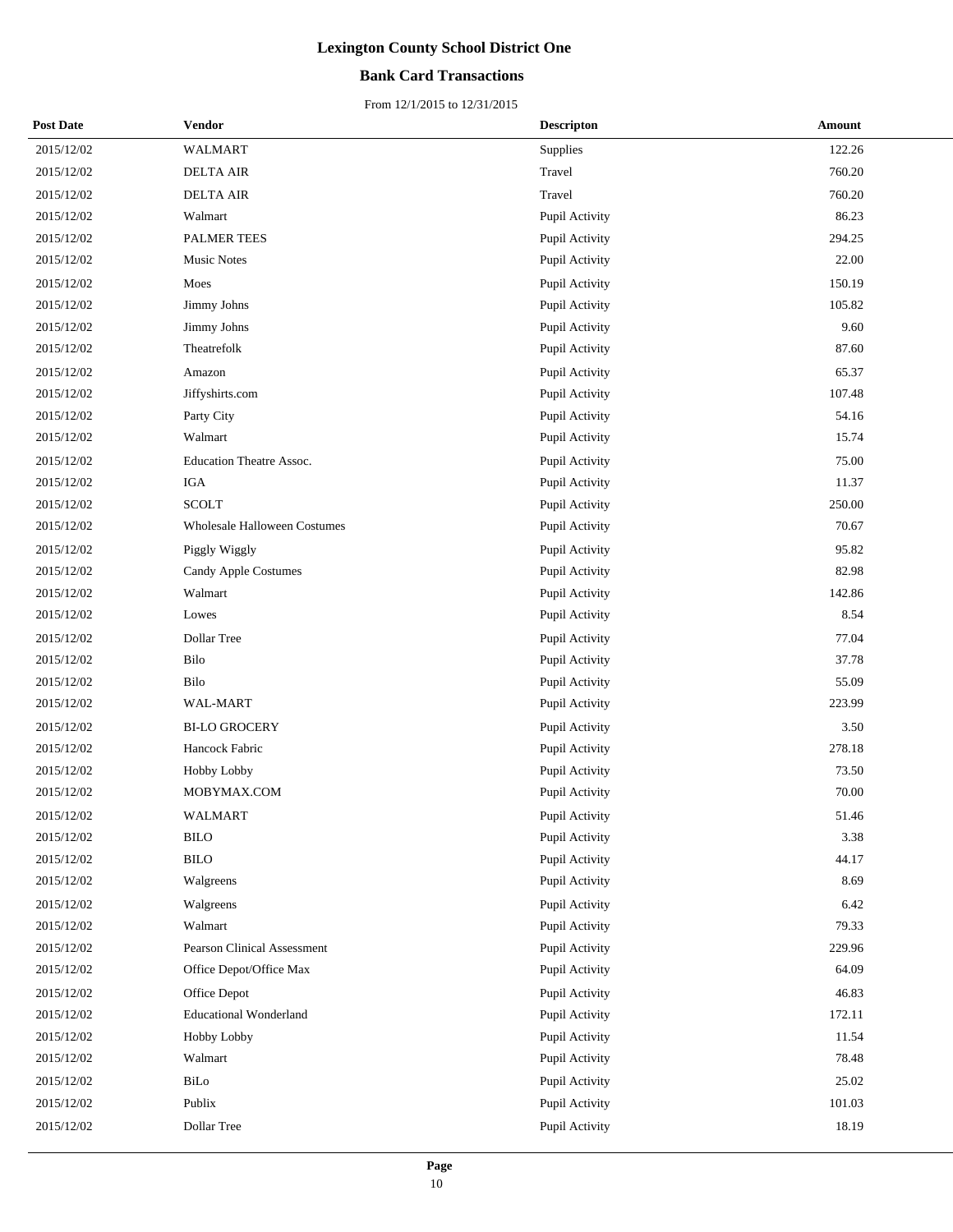# Lexington County School District One

## Bank Card Transactions

From 12/1/2015 to 12/31/2015

| Post Date | Vendor | Descripton | Amount |
|---|---|---|---|
| 2015/12/02 | WALMART | Supplies | 122.26 |
| 2015/12/02 | DELTA AIR | Travel | 760.20 |
| 2015/12/02 | DELTA AIR | Travel | 760.20 |
| 2015/12/02 | Walmart | Pupil Activity | 86.23 |
| 2015/12/02 | PALMER TEES | Pupil Activity | 294.25 |
| 2015/12/02 | Music Notes | Pupil Activity | 22.00 |
| 2015/12/02 | Moes | Pupil Activity | 150.19 |
| 2015/12/02 | Jimmy Johns | Pupil Activity | 105.82 |
| 2015/12/02 | Jimmy Johns | Pupil Activity | 9.60 |
| 2015/12/02 | Theatrefolk | Pupil Activity | 87.60 |
| 2015/12/02 | Amazon | Pupil Activity | 65.37 |
| 2015/12/02 | Jiffyshirts.com | Pupil Activity | 107.48 |
| 2015/12/02 | Party City | Pupil Activity | 54.16 |
| 2015/12/02 | Walmart | Pupil Activity | 15.74 |
| 2015/12/02 | Education Theatre Assoc. | Pupil Activity | 75.00 |
| 2015/12/02 | IGA | Pupil Activity | 11.37 |
| 2015/12/02 | SCOLT | Pupil Activity | 250.00 |
| 2015/12/02 | Wholesale Halloween Costumes | Pupil Activity | 70.67 |
| 2015/12/02 | Piggly Wiggly | Pupil Activity | 95.82 |
| 2015/12/02 | Candy Apple Costumes | Pupil Activity | 82.98 |
| 2015/12/02 | Walmart | Pupil Activity | 142.86 |
| 2015/12/02 | Lowes | Pupil Activity | 8.54 |
| 2015/12/02 | Dollar Tree | Pupil Activity | 77.04 |
| 2015/12/02 | Bilo | Pupil Activity | 37.78 |
| 2015/12/02 | Bilo | Pupil Activity | 55.09 |
| 2015/12/02 | WAL-MART | Pupil Activity | 223.99 |
| 2015/12/02 | BI-LO GROCERY | Pupil Activity | 3.50 |
| 2015/12/02 | Hancock Fabric | Pupil Activity | 278.18 |
| 2015/12/02 | Hobby Lobby | Pupil Activity | 73.50 |
| 2015/12/02 | MOBYMAX.COM | Pupil Activity | 70.00 |
| 2015/12/02 | WALMART | Pupil Activity | 51.46 |
| 2015/12/02 | BILO | Pupil Activity | 3.38 |
| 2015/12/02 | BILO | Pupil Activity | 44.17 |
| 2015/12/02 | Walgreens | Pupil Activity | 8.69 |
| 2015/12/02 | Walgreens | Pupil Activity | 6.42 |
| 2015/12/02 | Walmart | Pupil Activity | 79.33 |
| 2015/12/02 | Pearson Clinical Assessment | Pupil Activity | 229.96 |
| 2015/12/02 | Office Depot/Office Max | Pupil Activity | 64.09 |
| 2015/12/02 | Office Depot | Pupil Activity | 46.83 |
| 2015/12/02 | Educational Wonderland | Pupil Activity | 172.11 |
| 2015/12/02 | Hobby Lobby | Pupil Activity | 11.54 |
| 2015/12/02 | Walmart | Pupil Activity | 78.48 |
| 2015/12/02 | BiLo | Pupil Activity | 25.02 |
| 2015/12/02 | Publix | Pupil Activity | 101.03 |
| 2015/12/02 | Dollar Tree | Pupil Activity | 18.19 |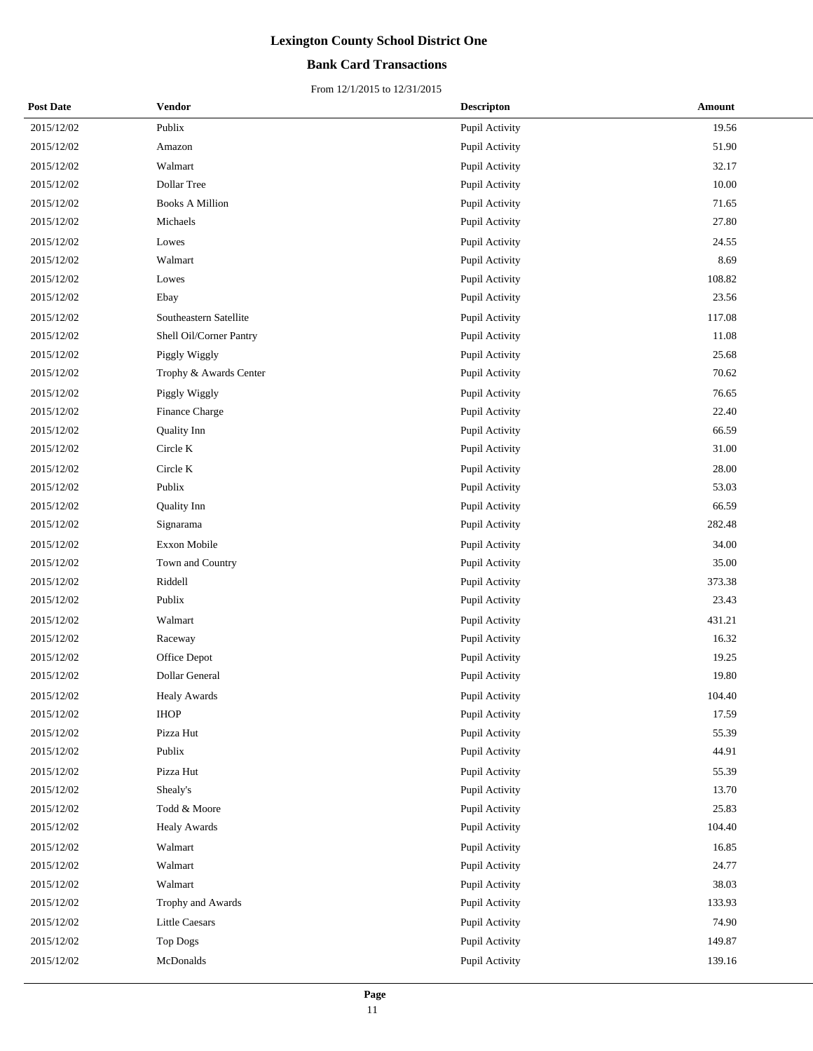# Lexington County School District One

## Bank Card Transactions

From 12/1/2015 to 12/31/2015

| Post Date | Vendor | Descripton | Amount |
|---|---|---|---|
| 2015/12/02 | Publix | Pupil Activity | 19.56 |
| 2015/12/02 | Amazon | Pupil Activity | 51.90 |
| 2015/12/02 | Walmart | Pupil Activity | 32.17 |
| 2015/12/02 | Dollar Tree | Pupil Activity | 10.00 |
| 2015/12/02 | Books A Million | Pupil Activity | 71.65 |
| 2015/12/02 | Michaels | Pupil Activity | 27.80 |
| 2015/12/02 | Lowes | Pupil Activity | 24.55 |
| 2015/12/02 | Walmart | Pupil Activity | 8.69 |
| 2015/12/02 | Lowes | Pupil Activity | 108.82 |
| 2015/12/02 | Ebay | Pupil Activity | 23.56 |
| 2015/12/02 | Southeastern Satellite | Pupil Activity | 117.08 |
| 2015/12/02 | Shell Oil/Corner Pantry | Pupil Activity | 11.08 |
| 2015/12/02 | Piggly Wiggly | Pupil Activity | 25.68 |
| 2015/12/02 | Trophy & Awards Center | Pupil Activity | 70.62 |
| 2015/12/02 | Piggly Wiggly | Pupil Activity | 76.65 |
| 2015/12/02 | Finance Charge | Pupil Activity | 22.40 |
| 2015/12/02 | Quality Inn | Pupil Activity | 66.59 |
| 2015/12/02 | Circle K | Pupil Activity | 31.00 |
| 2015/12/02 | Circle K | Pupil Activity | 28.00 |
| 2015/12/02 | Publix | Pupil Activity | 53.03 |
| 2015/12/02 | Quality Inn | Pupil Activity | 66.59 |
| 2015/12/02 | Signarama | Pupil Activity | 282.48 |
| 2015/12/02 | Exxon Mobile | Pupil Activity | 34.00 |
| 2015/12/02 | Town and Country | Pupil Activity | 35.00 |
| 2015/12/02 | Riddell | Pupil Activity | 373.38 |
| 2015/12/02 | Publix | Pupil Activity | 23.43 |
| 2015/12/02 | Walmart | Pupil Activity | 431.21 |
| 2015/12/02 | Raceway | Pupil Activity | 16.32 |
| 2015/12/02 | Office Depot | Pupil Activity | 19.25 |
| 2015/12/02 | Dollar General | Pupil Activity | 19.80 |
| 2015/12/02 | Healy Awards | Pupil Activity | 104.40 |
| 2015/12/02 | IHOP | Pupil Activity | 17.59 |
| 2015/12/02 | Pizza Hut | Pupil Activity | 55.39 |
| 2015/12/02 | Publix | Pupil Activity | 44.91 |
| 2015/12/02 | Pizza Hut | Pupil Activity | 55.39 |
| 2015/12/02 | Shealy's | Pupil Activity | 13.70 |
| 2015/12/02 | Todd & Moore | Pupil Activity | 25.83 |
| 2015/12/02 | Healy Awards | Pupil Activity | 104.40 |
| 2015/12/02 | Walmart | Pupil Activity | 16.85 |
| 2015/12/02 | Walmart | Pupil Activity | 24.77 |
| 2015/12/02 | Walmart | Pupil Activity | 38.03 |
| 2015/12/02 | Trophy and Awards | Pupil Activity | 133.93 |
| 2015/12/02 | Little Caesars | Pupil Activity | 74.90 |
| 2015/12/02 | Top Dogs | Pupil Activity | 149.87 |
| 2015/12/02 | McDonalds | Pupil Activity | 139.16 |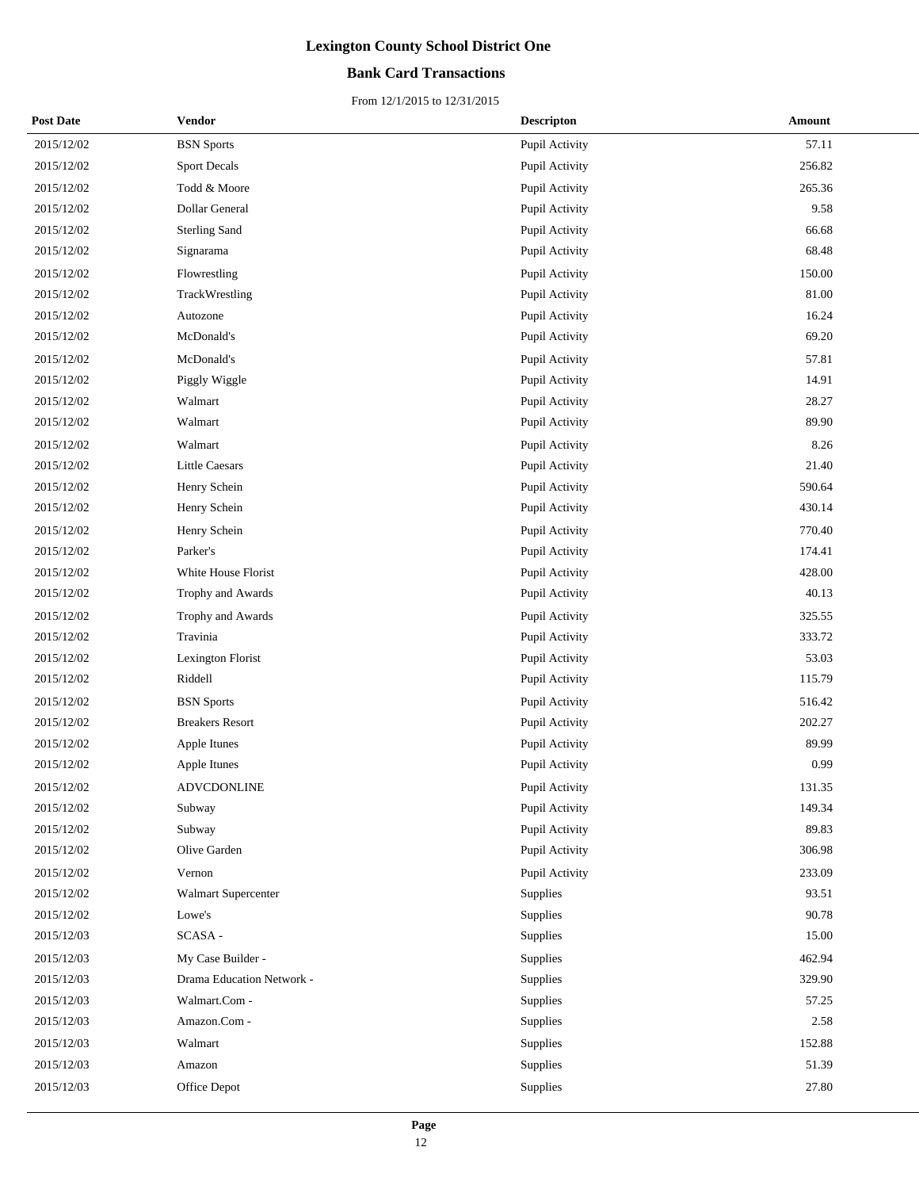# Lexington County School District One

## Bank Card Transactions

From 12/1/2015 to 12/31/2015

| Post Date | Vendor | Descripton | Amount |
|---|---|---|---|
| 2015/12/02 | BSN Sports | Pupil Activity | 57.11 |
| 2015/12/02 | Sport Decals | Pupil Activity | 256.82 |
| 2015/12/02 | Todd & Moore | Pupil Activity | 265.36 |
| 2015/12/02 | Dollar General | Pupil Activity | 9.58 |
| 2015/12/02 | Sterling Sand | Pupil Activity | 66.68 |
| 2015/12/02 | Signarama | Pupil Activity | 68.48 |
| 2015/12/02 | Flowrestling | Pupil Activity | 150.00 |
| 2015/12/02 | TrackWrestling | Pupil Activity | 81.00 |
| 2015/12/02 | Autozone | Pupil Activity | 16.24 |
| 2015/12/02 | McDonald's | Pupil Activity | 69.20 |
| 2015/12/02 | McDonald's | Pupil Activity | 57.81 |
| 2015/12/02 | Piggly Wiggle | Pupil Activity | 14.91 |
| 2015/12/02 | Walmart | Pupil Activity | 28.27 |
| 2015/12/02 | Walmart | Pupil Activity | 89.90 |
| 2015/12/02 | Walmart | Pupil Activity | 8.26 |
| 2015/12/02 | Little Caesars | Pupil Activity | 21.40 |
| 2015/12/02 | Henry Schein | Pupil Activity | 590.64 |
| 2015/12/02 | Henry Schein | Pupil Activity | 430.14 |
| 2015/12/02 | Henry Schein | Pupil Activity | 770.40 |
| 2015/12/02 | Parker's | Pupil Activity | 174.41 |
| 2015/12/02 | White House Florist | Pupil Activity | 428.00 |
| 2015/12/02 | Trophy and Awards | Pupil Activity | 40.13 |
| 2015/12/02 | Trophy and Awards | Pupil Activity | 325.55 |
| 2015/12/02 | Travinia | Pupil Activity | 333.72 |
| 2015/12/02 | Lexington Florist | Pupil Activity | 53.03 |
| 2015/12/02 | Riddell | Pupil Activity | 115.79 |
| 2015/12/02 | BSN Sports | Pupil Activity | 516.42 |
| 2015/12/02 | Breakers Resort | Pupil Activity | 202.27 |
| 2015/12/02 | Apple Itunes | Pupil Activity | 89.99 |
| 2015/12/02 | Apple Itunes | Pupil Activity | 0.99 |
| 2015/12/02 | ADVCDONLINE | Pupil Activity | 131.35 |
| 2015/12/02 | Subway | Pupil Activity | 149.34 |
| 2015/12/02 | Subway | Pupil Activity | 89.83 |
| 2015/12/02 | Olive Garden | Pupil Activity | 306.98 |
| 2015/12/02 | Vernon | Pupil Activity | 233.09 |
| 2015/12/02 | Walmart Supercenter | Supplies | 93.51 |
| 2015/12/02 | Lowe's | Supplies | 90.78 |
| 2015/12/03 | SCASA - | Supplies | 15.00 |
| 2015/12/03 | My Case Builder - | Supplies | 462.94 |
| 2015/12/03 | Drama Education Network - | Supplies | 329.90 |
| 2015/12/03 | Walmart.Com - | Supplies | 57.25 |
| 2015/12/03 | Amazon.Com - | Supplies | 2.58 |
| 2015/12/03 | Walmart | Supplies | 152.88 |
| 2015/12/03 | Amazon | Supplies | 51.39 |
| 2015/12/03 | Office Depot | Supplies | 27.80 |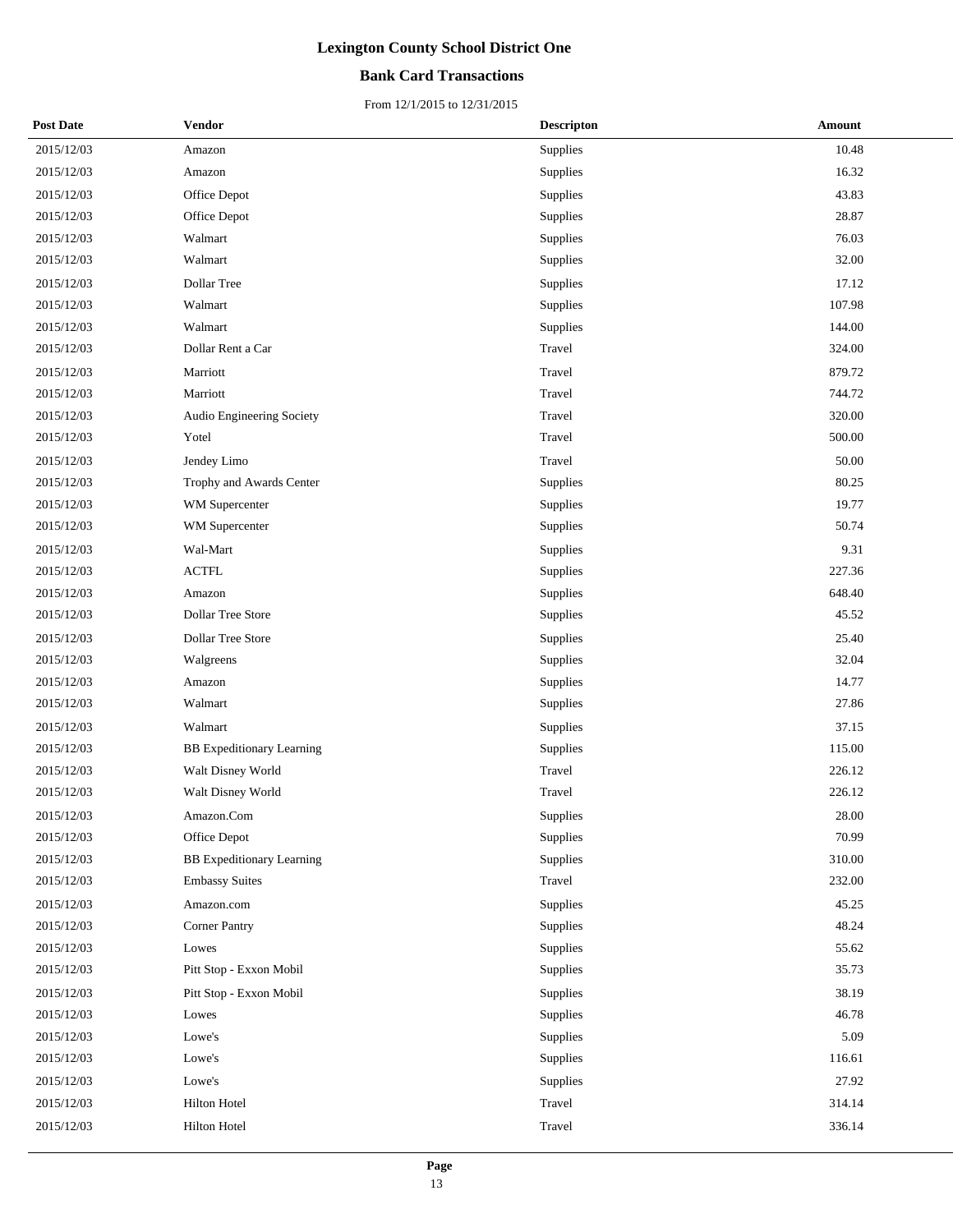# Lexington County School District One

## Bank Card Transactions

From 12/1/2015 to 12/31/2015

| Post Date | Vendor | Descripton | Amount |
|---|---|---|---|
| 2015/12/03 | Amazon | Supplies | 10.48 |
| 2015/12/03 | Amazon | Supplies | 16.32 |
| 2015/12/03 | Office Depot | Supplies | 43.83 |
| 2015/12/03 | Office Depot | Supplies | 28.87 |
| 2015/12/03 | Walmart | Supplies | 76.03 |
| 2015/12/03 | Walmart | Supplies | 32.00 |
| 2015/12/03 | Dollar Tree | Supplies | 17.12 |
| 2015/12/03 | Walmart | Supplies | 107.98 |
| 2015/12/03 | Walmart | Supplies | 144.00 |
| 2015/12/03 | Dollar Rent a Car | Travel | 324.00 |
| 2015/12/03 | Marriott | Travel | 879.72 |
| 2015/12/03 | Marriott | Travel | 744.72 |
| 2015/12/03 | Audio Engineering Society | Travel | 320.00 |
| 2015/12/03 | Yotel | Travel | 500.00 |
| 2015/12/03 | Jendey Limo | Travel | 50.00 |
| 2015/12/03 | Trophy and Awards Center | Supplies | 80.25 |
| 2015/12/03 | WM Supercenter | Supplies | 19.77 |
| 2015/12/03 | WM Supercenter | Supplies | 50.74 |
| 2015/12/03 | Wal-Mart | Supplies | 9.31 |
| 2015/12/03 | ACTFL | Supplies | 227.36 |
| 2015/12/03 | Amazon | Supplies | 648.40 |
| 2015/12/03 | Dollar Tree Store | Supplies | 45.52 |
| 2015/12/03 | Dollar Tree Store | Supplies | 25.40 |
| 2015/12/03 | Walgreens | Supplies | 32.04 |
| 2015/12/03 | Amazon | Supplies | 14.77 |
| 2015/12/03 | Walmart | Supplies | 27.86 |
| 2015/12/03 | Walmart | Supplies | 37.15 |
| 2015/12/03 | BB Expeditionary Learning | Supplies | 115.00 |
| 2015/12/03 | Walt Disney World | Travel | 226.12 |
| 2015/12/03 | Walt Disney World | Travel | 226.12 |
| 2015/12/03 | Amazon.Com | Supplies | 28.00 |
| 2015/12/03 | Office Depot | Supplies | 70.99 |
| 2015/12/03 | BB Expeditionary Learning | Supplies | 310.00 |
| 2015/12/03 | Embassy Suites | Travel | 232.00 |
| 2015/12/03 | Amazon.com | Supplies | 45.25 |
| 2015/12/03 | Corner Pantry | Supplies | 48.24 |
| 2015/12/03 | Lowes | Supplies | 55.62 |
| 2015/12/03 | Pitt Stop - Exxon Mobil | Supplies | 35.73 |
| 2015/12/03 | Pitt Stop - Exxon Mobil | Supplies | 38.19 |
| 2015/12/03 | Lowes | Supplies | 46.78 |
| 2015/12/03 | Lowe's | Supplies | 5.09 |
| 2015/12/03 | Lowe's | Supplies | 116.61 |
| 2015/12/03 | Lowe's | Supplies | 27.92 |
| 2015/12/03 | Hilton Hotel | Travel | 314.14 |
| 2015/12/03 | Hilton Hotel | Travel | 336.14 |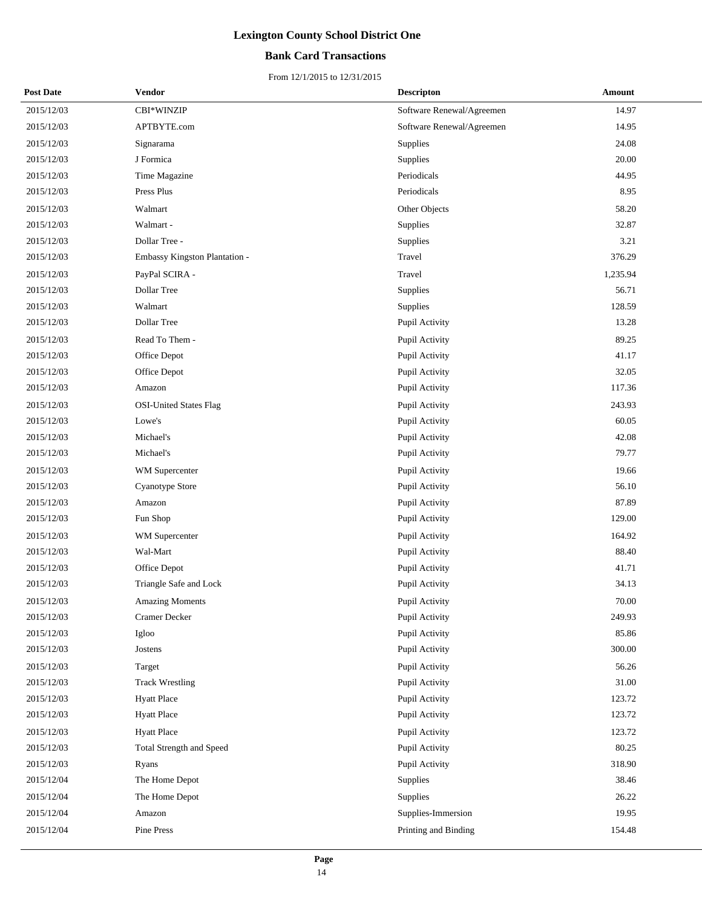# Lexington County School District One

## Bank Card Transactions

From 12/1/2015 to 12/31/2015

| Post Date | Vendor | Descripton | Amount |
|---|---|---|---|
| 2015/12/03 | CBI*WINZIP | Software Renewal/Agreemen | 14.97 |
| 2015/12/03 | APTBYTE.com | Software Renewal/Agreemen | 14.95 |
| 2015/12/03 | Signarama | Supplies | 24.08 |
| 2015/12/03 | J Formica | Supplies | 20.00 |
| 2015/12/03 | Time Magazine | Periodicals | 44.95 |
| 2015/12/03 | Press Plus | Periodicals | 8.95 |
| 2015/12/03 | Walmart | Other Objects | 58.20 |
| 2015/12/03 | Walmart - | Supplies | 32.87 |
| 2015/12/03 | Dollar Tree - | Supplies | 3.21 |
| 2015/12/03 | Embassy Kingston Plantation - | Travel | 376.29 |
| 2015/12/03 | PayPal SCIRA - | Travel | 1,235.94 |
| 2015/12/03 | Dollar Tree | Supplies | 56.71 |
| 2015/12/03 | Walmart | Supplies | 128.59 |
| 2015/12/03 | Dollar Tree | Pupil Activity | 13.28 |
| 2015/12/03 | Read To Them - | Pupil Activity | 89.25 |
| 2015/12/03 | Office Depot | Pupil Activity | 41.17 |
| 2015/12/03 | Office Depot | Pupil Activity | 32.05 |
| 2015/12/03 | Amazon | Pupil Activity | 117.36 |
| 2015/12/03 | OSI-United States Flag | Pupil Activity | 243.93 |
| 2015/12/03 | Lowe's | Pupil Activity | 60.05 |
| 2015/12/03 | Michael's | Pupil Activity | 42.08 |
| 2015/12/03 | Michael's | Pupil Activity | 79.77 |
| 2015/12/03 | WM Supercenter | Pupil Activity | 19.66 |
| 2015/12/03 | Cyanotype Store | Pupil Activity | 56.10 |
| 2015/12/03 | Amazon | Pupil Activity | 87.89 |
| 2015/12/03 | Fun Shop | Pupil Activity | 129.00 |
| 2015/12/03 | WM Supercenter | Pupil Activity | 164.92 |
| 2015/12/03 | Wal-Mart | Pupil Activity | 88.40 |
| 2015/12/03 | Office Depot | Pupil Activity | 41.71 |
| 2015/12/03 | Triangle Safe and Lock | Pupil Activity | 34.13 |
| 2015/12/03 | Amazing Moments | Pupil Activity | 70.00 |
| 2015/12/03 | Cramer Decker | Pupil Activity | 249.93 |
| 2015/12/03 | Igloo | Pupil Activity | 85.86 |
| 2015/12/03 | Jostens | Pupil Activity | 300.00 |
| 2015/12/03 | Target | Pupil Activity | 56.26 |
| 2015/12/03 | Track Wrestling | Pupil Activity | 31.00 |
| 2015/12/03 | Hyatt Place | Pupil Activity | 123.72 |
| 2015/12/03 | Hyatt Place | Pupil Activity | 123.72 |
| 2015/12/03 | Hyatt Place | Pupil Activity | 123.72 |
| 2015/12/03 | Total Strength and Speed | Pupil Activity | 80.25 |
| 2015/12/03 | Ryans | Pupil Activity | 318.90 |
| 2015/12/04 | The Home Depot | Supplies | 38.46 |
| 2015/12/04 | The Home Depot | Supplies | 26.22 |
| 2015/12/04 | Amazon | Supplies-Immersion | 19.95 |
| 2015/12/04 | Pine Press | Printing and Binding | 154.48 |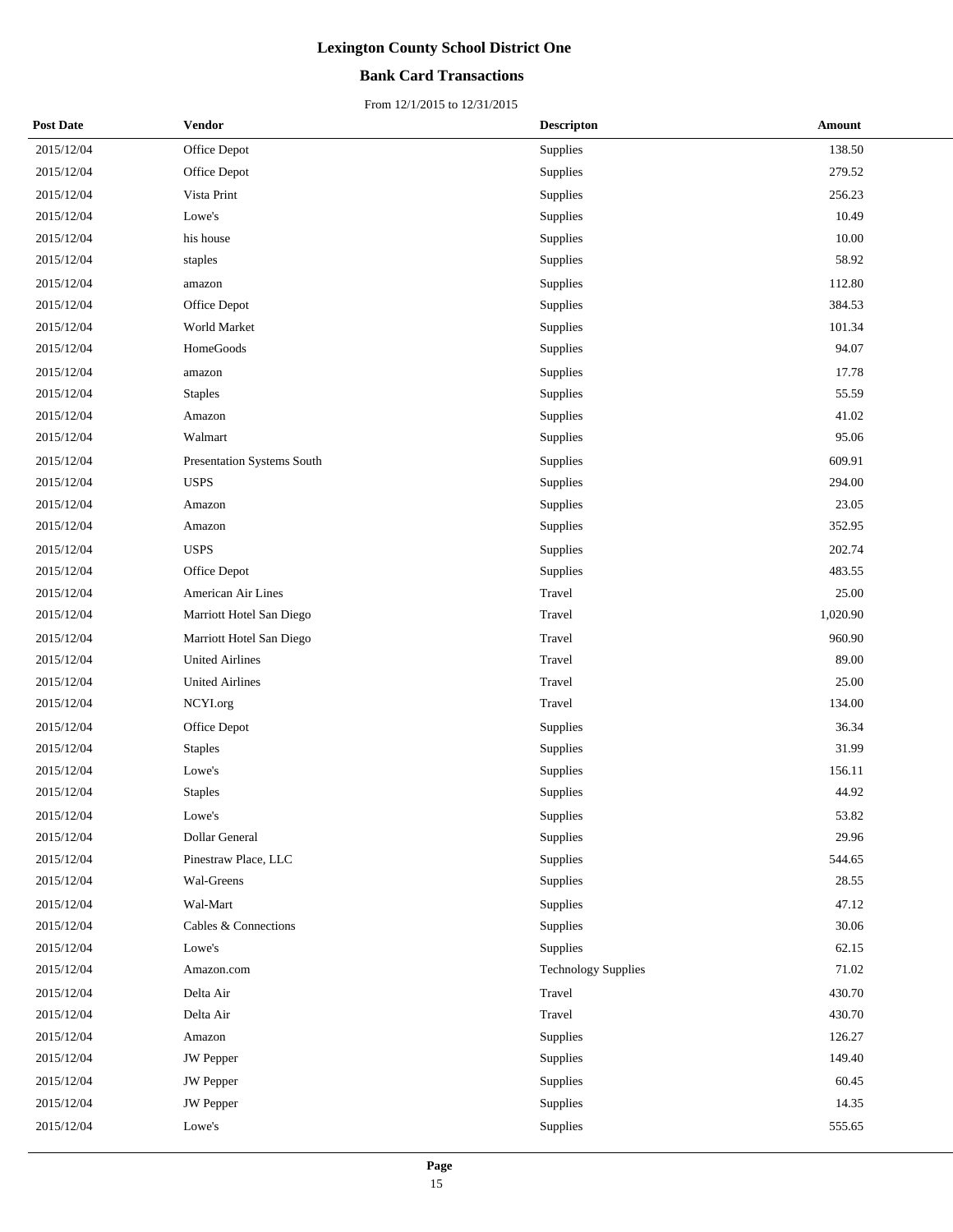# Lexington County School District One

## Bank Card Transactions

From 12/1/2015 to 12/31/2015

| Post Date | Vendor | Descripton | Amount |
|---|---|---|---|
| 2015/12/04 | Office Depot | Supplies | 138.50 |
| 2015/12/04 | Office Depot | Supplies | 279.52 |
| 2015/12/04 | Vista Print | Supplies | 256.23 |
| 2015/12/04 | Lowe's | Supplies | 10.49 |
| 2015/12/04 | his house | Supplies | 10.00 |
| 2015/12/04 | staples | Supplies | 58.92 |
| 2015/12/04 | amazon | Supplies | 112.80 |
| 2015/12/04 | Office Depot | Supplies | 384.53 |
| 2015/12/04 | World Market | Supplies | 101.34 |
| 2015/12/04 | HomeGoods | Supplies | 94.07 |
| 2015/12/04 | amazon | Supplies | 17.78 |
| 2015/12/04 | Staples | Supplies | 55.59 |
| 2015/12/04 | Amazon | Supplies | 41.02 |
| 2015/12/04 | Walmart | Supplies | 95.06 |
| 2015/12/04 | Presentation Systems South | Supplies | 609.91 |
| 2015/12/04 | USPS | Supplies | 294.00 |
| 2015/12/04 | Amazon | Supplies | 23.05 |
| 2015/12/04 | Amazon | Supplies | 352.95 |
| 2015/12/04 | USPS | Supplies | 202.74 |
| 2015/12/04 | Office Depot | Supplies | 483.55 |
| 2015/12/04 | American Air Lines | Travel | 25.00 |
| 2015/12/04 | Marriott Hotel San Diego | Travel | 1,020.90 |
| 2015/12/04 | Marriott Hotel San Diego | Travel | 960.90 |
| 2015/12/04 | United Airlines | Travel | 89.00 |
| 2015/12/04 | United Airlines | Travel | 25.00 |
| 2015/12/04 | NCYI.org | Travel | 134.00 |
| 2015/12/04 | Office Depot | Supplies | 36.34 |
| 2015/12/04 | Staples | Supplies | 31.99 |
| 2015/12/04 | Lowe's | Supplies | 156.11 |
| 2015/12/04 | Staples | Supplies | 44.92 |
| 2015/12/04 | Lowe's | Supplies | 53.82 |
| 2015/12/04 | Dollar General | Supplies | 29.96 |
| 2015/12/04 | Pinestraw Place, LLC | Supplies | 544.65 |
| 2015/12/04 | Wal-Greens | Supplies | 28.55 |
| 2015/12/04 | Wal-Mart | Supplies | 47.12 |
| 2015/12/04 | Cables & Connections | Supplies | 30.06 |
| 2015/12/04 | Lowe's | Supplies | 62.15 |
| 2015/12/04 | Amazon.com | Technology Supplies | 71.02 |
| 2015/12/04 | Delta Air | Travel | 430.70 |
| 2015/12/04 | Delta Air | Travel | 430.70 |
| 2015/12/04 | Amazon | Supplies | 126.27 |
| 2015/12/04 | JW Pepper | Supplies | 149.40 |
| 2015/12/04 | JW Pepper | Supplies | 60.45 |
| 2015/12/04 | JW Pepper | Supplies | 14.35 |
| 2015/12/04 | Lowe's | Supplies | 555.65 |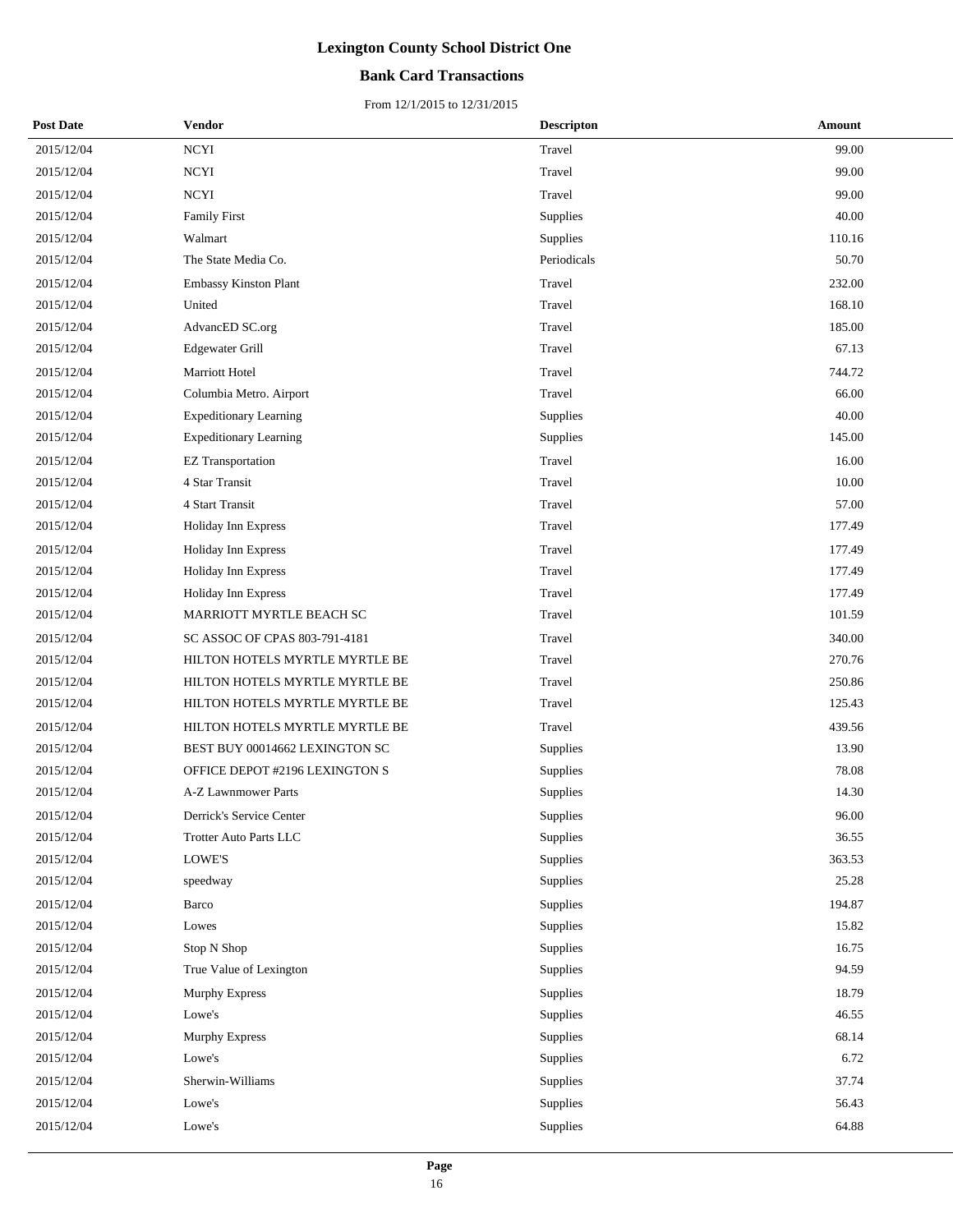# Lexington County School District One

## Bank Card Transactions

From 12/1/2015 to 12/31/2015

| Post Date | Vendor | Descripton | Amount |
|---|---|---|---|
| 2015/12/04 | NCYI | Travel | 99.00 |
| 2015/12/04 | NCYI | Travel | 99.00 |
| 2015/12/04 | NCYI | Travel | 99.00 |
| 2015/12/04 | Family First | Supplies | 40.00 |
| 2015/12/04 | Walmart | Supplies | 110.16 |
| 2015/12/04 | The State Media Co. | Periodicals | 50.70 |
| 2015/12/04 | Embassy Kinston Plant | Travel | 232.00 |
| 2015/12/04 | United | Travel | 168.10 |
| 2015/12/04 | AdvancED SC.org | Travel | 185.00 |
| 2015/12/04 | Edgewater Grill | Travel | 67.13 |
| 2015/12/04 | Marriott Hotel | Travel | 744.72 |
| 2015/12/04 | Columbia Metro. Airport | Travel | 66.00 |
| 2015/12/04 | Expeditionary Learning | Supplies | 40.00 |
| 2015/12/04 | Expeditionary Learning | Supplies | 145.00 |
| 2015/12/04 | EZ Transportation | Travel | 16.00 |
| 2015/12/04 | 4 Star Transit | Travel | 10.00 |
| 2015/12/04 | 4 Start Transit | Travel | 57.00 |
| 2015/12/04 | Holiday Inn Express | Travel | 177.49 |
| 2015/12/04 | Holiday Inn Express | Travel | 177.49 |
| 2015/12/04 | Holiday Inn Express | Travel | 177.49 |
| 2015/12/04 | Holiday Inn Express | Travel | 177.49 |
| 2015/12/04 | MARRIOTT MYRTLE BEACH SC | Travel | 101.59 |
| 2015/12/04 | SC ASSOC OF CPAS 803-791-4181 | Travel | 340.00 |
| 2015/12/04 | HILTON HOTELS MYRTLE MYRTLE BE | Travel | 270.76 |
| 2015/12/04 | HILTON HOTELS MYRTLE MYRTLE BE | Travel | 250.86 |
| 2015/12/04 | HILTON HOTELS MYRTLE MYRTLE BE | Travel | 125.43 |
| 2015/12/04 | HILTON HOTELS MYRTLE MYRTLE BE | Travel | 439.56 |
| 2015/12/04 | BEST BUY 00014662 LEXINGTON SC | Supplies | 13.90 |
| 2015/12/04 | OFFICE DEPOT #2196 LEXINGTON S | Supplies | 78.08 |
| 2015/12/04 | A-Z Lawnmower Parts | Supplies | 14.30 |
| 2015/12/04 | Derrick's Service Center | Supplies | 96.00 |
| 2015/12/04 | Trotter Auto Parts LLC | Supplies | 36.55 |
| 2015/12/04 | LOWE'S | Supplies | 363.53 |
| 2015/12/04 | speedway | Supplies | 25.28 |
| 2015/12/04 | Barco | Supplies | 194.87 |
| 2015/12/04 | Lowes | Supplies | 15.82 |
| 2015/12/04 | Stop N Shop | Supplies | 16.75 |
| 2015/12/04 | True Value of Lexington | Supplies | 94.59 |
| 2015/12/04 | Murphy Express | Supplies | 18.79 |
| 2015/12/04 | Lowe's | Supplies | 46.55 |
| 2015/12/04 | Murphy Express | Supplies | 68.14 |
| 2015/12/04 | Lowe's | Supplies | 6.72 |
| 2015/12/04 | Sherwin-Williams | Supplies | 37.74 |
| 2015/12/04 | Lowe's | Supplies | 56.43 |
| 2015/12/04 | Lowe's | Supplies | 64.88 |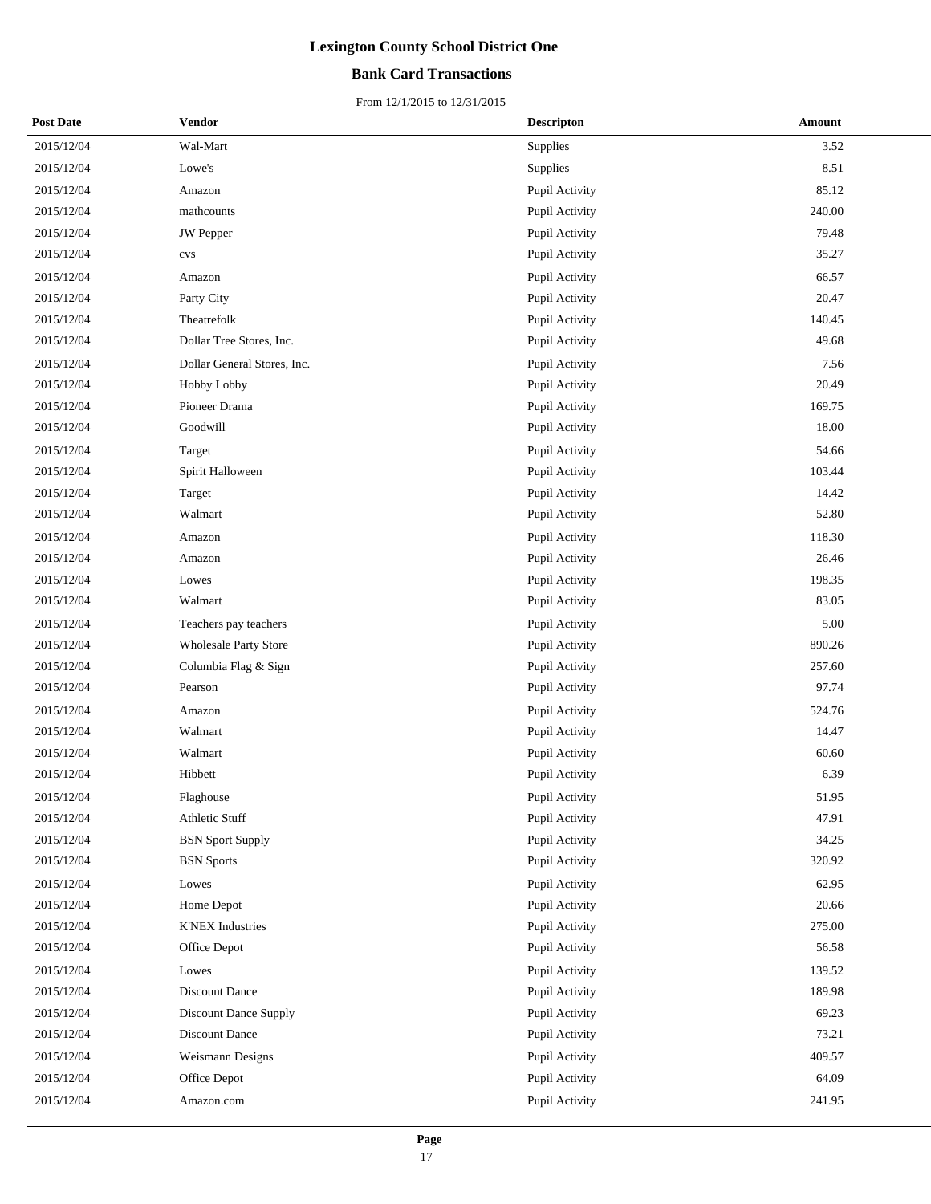# Lexington County School District One

## Bank Card Transactions

From 12/1/2015 to 12/31/2015

| Post Date | Vendor | Descripton | Amount |
|---|---|---|---|
| 2015/12/04 | Wal-Mart | Supplies | 3.52 |
| 2015/12/04 | Lowe's | Supplies | 8.51 |
| 2015/12/04 | Amazon | Pupil Activity | 85.12 |
| 2015/12/04 | mathcounts | Pupil Activity | 240.00 |
| 2015/12/04 | JW Pepper | Pupil Activity | 79.48 |
| 2015/12/04 | cvs | Pupil Activity | 35.27 |
| 2015/12/04 | Amazon | Pupil Activity | 66.57 |
| 2015/12/04 | Party City | Pupil Activity | 20.47 |
| 2015/12/04 | Theatrefolk | Pupil Activity | 140.45 |
| 2015/12/04 | Dollar Tree Stores, Inc. | Pupil Activity | 49.68 |
| 2015/12/04 | Dollar General Stores, Inc. | Pupil Activity | 7.56 |
| 2015/12/04 | Hobby Lobby | Pupil Activity | 20.49 |
| 2015/12/04 | Pioneer Drama | Pupil Activity | 169.75 |
| 2015/12/04 | Goodwill | Pupil Activity | 18.00 |
| 2015/12/04 | Target | Pupil Activity | 54.66 |
| 2015/12/04 | Spirit Halloween | Pupil Activity | 103.44 |
| 2015/12/04 | Target | Pupil Activity | 14.42 |
| 2015/12/04 | Walmart | Pupil Activity | 52.80 |
| 2015/12/04 | Amazon | Pupil Activity | 118.30 |
| 2015/12/04 | Amazon | Pupil Activity | 26.46 |
| 2015/12/04 | Lowes | Pupil Activity | 198.35 |
| 2015/12/04 | Walmart | Pupil Activity | 83.05 |
| 2015/12/04 | Teachers pay teachers | Pupil Activity | 5.00 |
| 2015/12/04 | Wholesale Party Store | Pupil Activity | 890.26 |
| 2015/12/04 | Columbia Flag & Sign | Pupil Activity | 257.60 |
| 2015/12/04 | Pearson | Pupil Activity | 97.74 |
| 2015/12/04 | Amazon | Pupil Activity | 524.76 |
| 2015/12/04 | Walmart | Pupil Activity | 14.47 |
| 2015/12/04 | Walmart | Pupil Activity | 60.60 |
| 2015/12/04 | Hibbett | Pupil Activity | 6.39 |
| 2015/12/04 | Flaghouse | Pupil Activity | 51.95 |
| 2015/12/04 | Athletic Stuff | Pupil Activity | 47.91 |
| 2015/12/04 | BSN Sport Supply | Pupil Activity | 34.25 |
| 2015/12/04 | BSN Sports | Pupil Activity | 320.92 |
| 2015/12/04 | Lowes | Pupil Activity | 62.95 |
| 2015/12/04 | Home Depot | Pupil Activity | 20.66 |
| 2015/12/04 | K'NEX Industries | Pupil Activity | 275.00 |
| 2015/12/04 | Office Depot | Pupil Activity | 56.58 |
| 2015/12/04 | Lowes | Pupil Activity | 139.52 |
| 2015/12/04 | Discount Dance | Pupil Activity | 189.98 |
| 2015/12/04 | Discount Dance Supply | Pupil Activity | 69.23 |
| 2015/12/04 | Discount Dance | Pupil Activity | 73.21 |
| 2015/12/04 | Weismann Designs | Pupil Activity | 409.57 |
| 2015/12/04 | Office Depot | Pupil Activity | 64.09 |
| 2015/12/04 | Amazon.com | Pupil Activity | 241.95 |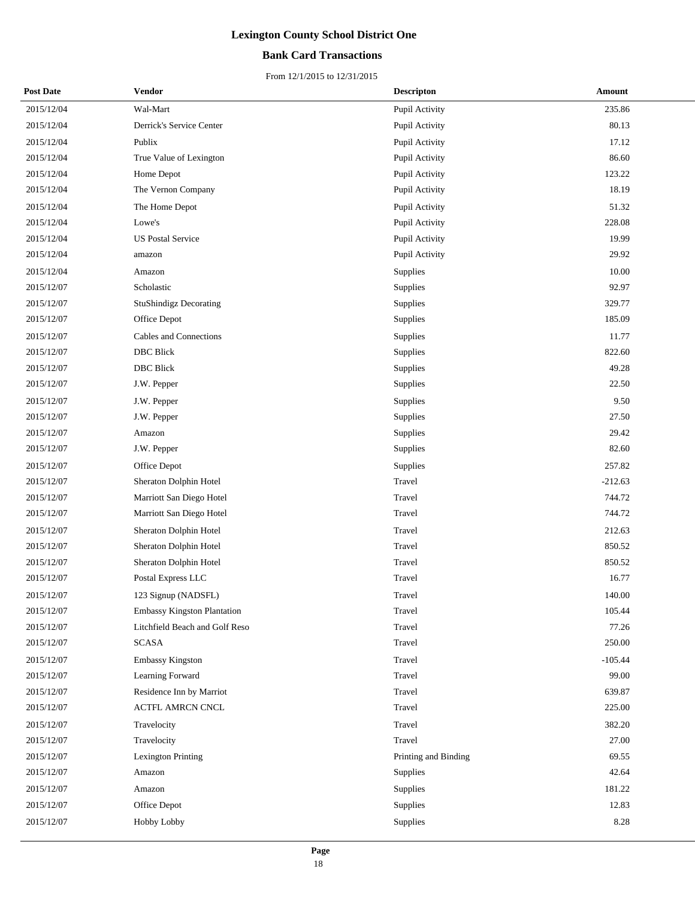# Lexington County School District One

## Bank Card Transactions

From 12/1/2015 to 12/31/2015

| Post Date | Vendor | Descripton | Amount |
|---|---|---|---|
| 2015/12/04 | Wal-Mart | Pupil Activity | 235.86 |
| 2015/12/04 | Derrick's Service Center | Pupil Activity | 80.13 |
| 2015/12/04 | Publix | Pupil Activity | 17.12 |
| 2015/12/04 | True Value of Lexington | Pupil Activity | 86.60 |
| 2015/12/04 | Home Depot | Pupil Activity | 123.22 |
| 2015/12/04 | The Vernon Company | Pupil Activity | 18.19 |
| 2015/12/04 | The Home Depot | Pupil Activity | 51.32 |
| 2015/12/04 | Lowe's | Pupil Activity | 228.08 |
| 2015/12/04 | US Postal Service | Pupil Activity | 19.99 |
| 2015/12/04 | amazon | Pupil Activity | 29.92 |
| 2015/12/04 | Amazon | Supplies | 10.00 |
| 2015/12/07 | Scholastic | Supplies | 92.97 |
| 2015/12/07 | StuShindigz Decorating | Supplies | 329.77 |
| 2015/12/07 | Office Depot | Supplies | 185.09 |
| 2015/12/07 | Cables and Connections | Supplies | 11.77 |
| 2015/12/07 | DBC Blick | Supplies | 822.60 |
| 2015/12/07 | DBC Blick | Supplies | 49.28 |
| 2015/12/07 | J.W. Pepper | Supplies | 22.50 |
| 2015/12/07 | J.W. Pepper | Supplies | 9.50 |
| 2015/12/07 | J.W. Pepper | Supplies | 27.50 |
| 2015/12/07 | Amazon | Supplies | 29.42 |
| 2015/12/07 | J.W. Pepper | Supplies | 82.60 |
| 2015/12/07 | Office Depot | Supplies | 257.82 |
| 2015/12/07 | Sheraton Dolphin Hotel | Travel | -212.63 |
| 2015/12/07 | Marriott San Diego Hotel | Travel | 744.72 |
| 2015/12/07 | Marriott San Diego Hotel | Travel | 744.72 |
| 2015/12/07 | Sheraton Dolphin Hotel | Travel | 212.63 |
| 2015/12/07 | Sheraton Dolphin Hotel | Travel | 850.52 |
| 2015/12/07 | Sheraton Dolphin Hotel | Travel | 850.52 |
| 2015/12/07 | Postal Express LLC | Travel | 16.77 |
| 2015/12/07 | 123 Signup (NADSFL) | Travel | 140.00 |
| 2015/12/07 | Embassy Kingston Plantation | Travel | 105.44 |
| 2015/12/07 | Litchfield Beach and Golf Reso | Travel | 77.26 |
| 2015/12/07 | SCASA | Travel | 250.00 |
| 2015/12/07 | Embassy Kingston | Travel | -105.44 |
| 2015/12/07 | Learning Forward | Travel | 99.00 |
| 2015/12/07 | Residence Inn by Marriot | Travel | 639.87 |
| 2015/12/07 | ACTFL AMRCN CNCL | Travel | 225.00 |
| 2015/12/07 | Travelocity | Travel | 382.20 |
| 2015/12/07 | Travelocity | Travel | 27.00 |
| 2015/12/07 | Lexington Printing | Printing and Binding | 69.55 |
| 2015/12/07 | Amazon | Supplies | 42.64 |
| 2015/12/07 | Amazon | Supplies | 181.22 |
| 2015/12/07 | Office Depot | Supplies | 12.83 |
| 2015/12/07 | Hobby Lobby | Supplies | 8.28 |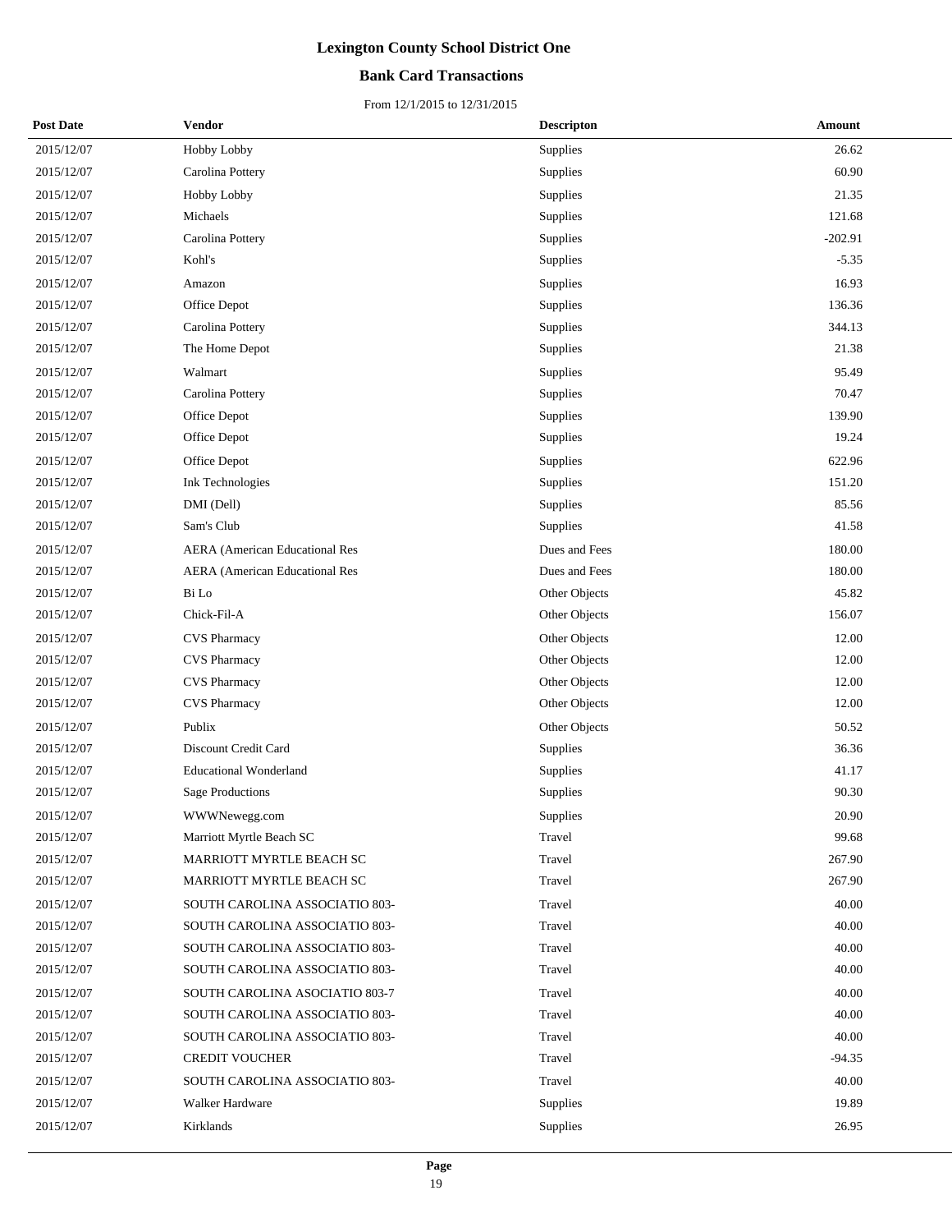# Lexington County School District One

## Bank Card Transactions

From 12/1/2015 to 12/31/2015

| Post Date | Vendor | Descripton | Amount |
|---|---|---|---|
| 2015/12/07 | Hobby Lobby | Supplies | 26.62 |
| 2015/12/07 | Carolina Pottery | Supplies | 60.90 |
| 2015/12/07 | Hobby Lobby | Supplies | 21.35 |
| 2015/12/07 | Michaels | Supplies | 121.68 |
| 2015/12/07 | Carolina Pottery | Supplies | -202.91 |
| 2015/12/07 | Kohl's | Supplies | -5.35 |
| 2015/12/07 | Amazon | Supplies | 16.93 |
| 2015/12/07 | Office Depot | Supplies | 136.36 |
| 2015/12/07 | Carolina Pottery | Supplies | 344.13 |
| 2015/12/07 | The Home Depot | Supplies | 21.38 |
| 2015/12/07 | Walmart | Supplies | 95.49 |
| 2015/12/07 | Carolina Pottery | Supplies | 70.47 |
| 2015/12/07 | Office Depot | Supplies | 139.90 |
| 2015/12/07 | Office Depot | Supplies | 19.24 |
| 2015/12/07 | Office Depot | Supplies | 622.96 |
| 2015/12/07 | Ink Technologies | Supplies | 151.20 |
| 2015/12/07 | DMI (Dell) | Supplies | 85.56 |
| 2015/12/07 | Sam's Club | Supplies | 41.58 |
| 2015/12/07 | AERA (American Educational Res | Dues and Fees | 180.00 |
| 2015/12/07 | AERA (American Educational Res | Dues and Fees | 180.00 |
| 2015/12/07 | Bi Lo | Other Objects | 45.82 |
| 2015/12/07 | Chick-Fil-A | Other Objects | 156.07 |
| 2015/12/07 | CVS Pharmacy | Other Objects | 12.00 |
| 2015/12/07 | CVS Pharmacy | Other Objects | 12.00 |
| 2015/12/07 | CVS Pharmacy | Other Objects | 12.00 |
| 2015/12/07 | CVS Pharmacy | Other Objects | 12.00 |
| 2015/12/07 | Publix | Other Objects | 50.52 |
| 2015/12/07 | Discount Credit Card | Supplies | 36.36 |
| 2015/12/07 | Educational Wonderland | Supplies | 41.17 |
| 2015/12/07 | Sage Productions | Supplies | 90.30 |
| 2015/12/07 | WWWNewegg.com | Supplies | 20.90 |
| 2015/12/07 | Marriott Myrtle Beach SC | Travel | 99.68 |
| 2015/12/07 | MARRIOTT MYRTLE BEACH SC | Travel | 267.90 |
| 2015/12/07 | MARRIOTT MYRTLE BEACH SC | Travel | 267.90 |
| 2015/12/07 | SOUTH CAROLINA ASSOCIATIO 803- | Travel | 40.00 |
| 2015/12/07 | SOUTH CAROLINA ASSOCIATIO 803- | Travel | 40.00 |
| 2015/12/07 | SOUTH CAROLINA ASSOCIATIO 803- | Travel | 40.00 |
| 2015/12/07 | SOUTH CAROLINA ASSOCIATIO 803- | Travel | 40.00 |
| 2015/12/07 | SOUTH CAROLINA ASOCIATIO 803-7 | Travel | 40.00 |
| 2015/12/07 | SOUTH CAROLINA ASSOCIATIO 803- | Travel | 40.00 |
| 2015/12/07 | SOUTH CAROLINA ASSOCIATIO 803- | Travel | 40.00 |
| 2015/12/07 | CREDIT VOUCHER | Travel | -94.35 |
| 2015/12/07 | SOUTH CAROLINA ASSOCIATIO 803- | Travel | 40.00 |
| 2015/12/07 | Walker Hardware | Supplies | 19.89 |
| 2015/12/07 | Kirklands | Supplies | 26.95 |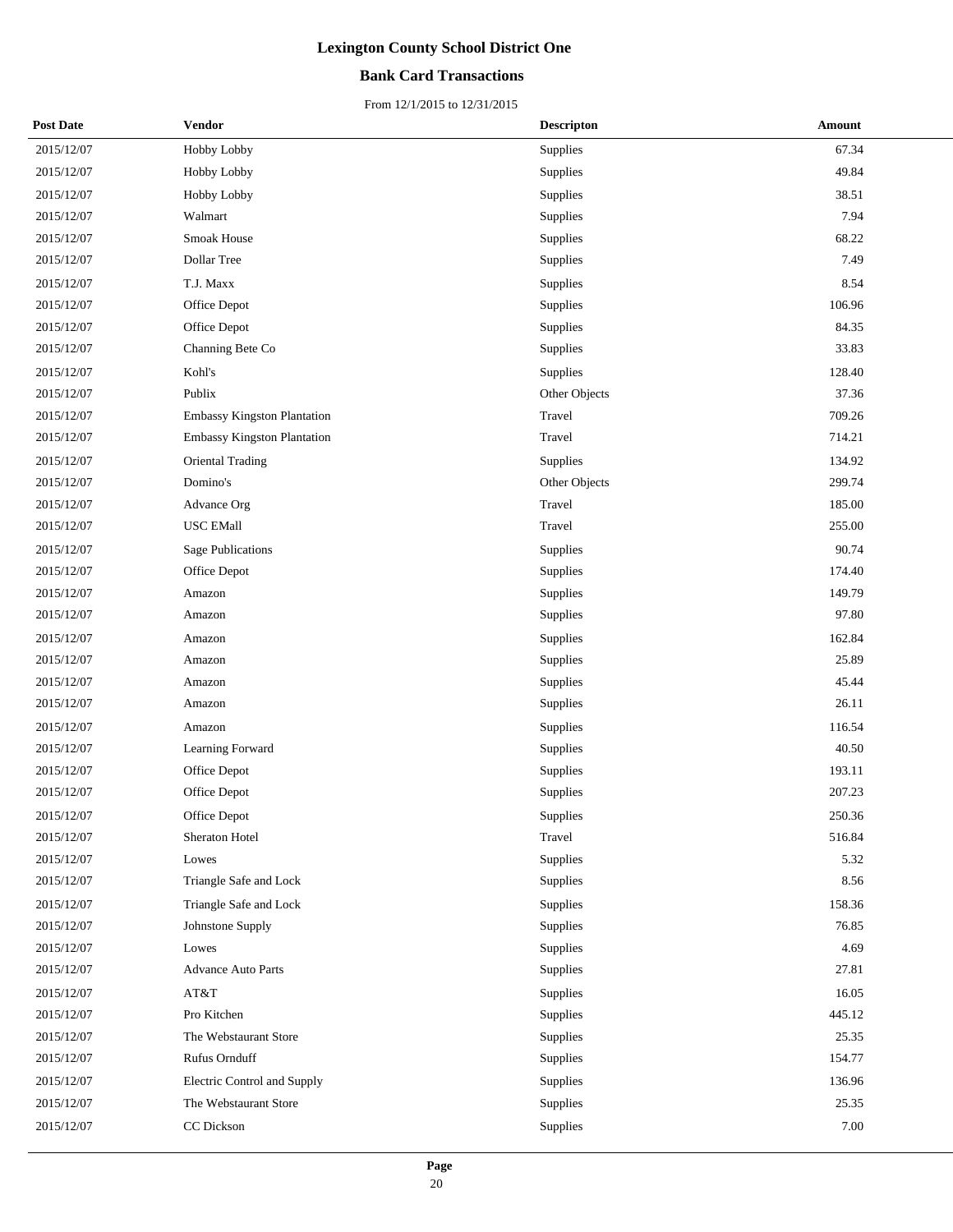# Lexington County School District One

## Bank Card Transactions

From 12/1/2015 to 12/31/2015

| Post Date | Vendor | Descripton | Amount |
|---|---|---|---|
| 2015/12/07 | Hobby Lobby | Supplies | 67.34 |
| 2015/12/07 | Hobby Lobby | Supplies | 49.84 |
| 2015/12/07 | Hobby Lobby | Supplies | 38.51 |
| 2015/12/07 | Walmart | Supplies | 7.94 |
| 2015/12/07 | Smoak House | Supplies | 68.22 |
| 2015/12/07 | Dollar Tree | Supplies | 7.49 |
| 2015/12/07 | T.J. Maxx | Supplies | 8.54 |
| 2015/12/07 | Office Depot | Supplies | 106.96 |
| 2015/12/07 | Office Depot | Supplies | 84.35 |
| 2015/12/07 | Channing Bete Co | Supplies | 33.83 |
| 2015/12/07 | Kohl's | Supplies | 128.40 |
| 2015/12/07 | Publix | Other Objects | 37.36 |
| 2015/12/07 | Embassy Kingston Plantation | Travel | 709.26 |
| 2015/12/07 | Embassy Kingston Plantation | Travel | 714.21 |
| 2015/12/07 | Oriental Trading | Supplies | 134.92 |
| 2015/12/07 | Domino's | Other Objects | 299.74 |
| 2015/12/07 | Advance Org | Travel | 185.00 |
| 2015/12/07 | USC EMall | Travel | 255.00 |
| 2015/12/07 | Sage Publications | Supplies | 90.74 |
| 2015/12/07 | Office Depot | Supplies | 174.40 |
| 2015/12/07 | Amazon | Supplies | 149.79 |
| 2015/12/07 | Amazon | Supplies | 97.80 |
| 2015/12/07 | Amazon | Supplies | 162.84 |
| 2015/12/07 | Amazon | Supplies | 25.89 |
| 2015/12/07 | Amazon | Supplies | 45.44 |
| 2015/12/07 | Amazon | Supplies | 26.11 |
| 2015/12/07 | Amazon | Supplies | 116.54 |
| 2015/12/07 | Learning Forward | Supplies | 40.50 |
| 2015/12/07 | Office Depot | Supplies | 193.11 |
| 2015/12/07 | Office Depot | Supplies | 207.23 |
| 2015/12/07 | Office Depot | Supplies | 250.36 |
| 2015/12/07 | Sheraton Hotel | Travel | 516.84 |
| 2015/12/07 | Lowes | Supplies | 5.32 |
| 2015/12/07 | Triangle Safe and Lock | Supplies | 8.56 |
| 2015/12/07 | Triangle Safe and Lock | Supplies | 158.36 |
| 2015/12/07 | Johnstone Supply | Supplies | 76.85 |
| 2015/12/07 | Lowes | Supplies | 4.69 |
| 2015/12/07 | Advance Auto Parts | Supplies | 27.81 |
| 2015/12/07 | AT&T | Supplies | 16.05 |
| 2015/12/07 | Pro Kitchen | Supplies | 445.12 |
| 2015/12/07 | The Webstaurant Store | Supplies | 25.35 |
| 2015/12/07 | Rufus Ornduff | Supplies | 154.77 |
| 2015/12/07 | Electric Control and Supply | Supplies | 136.96 |
| 2015/12/07 | The Webstaurant Store | Supplies | 25.35 |
| 2015/12/07 | CC Dickson | Supplies | 7.00 |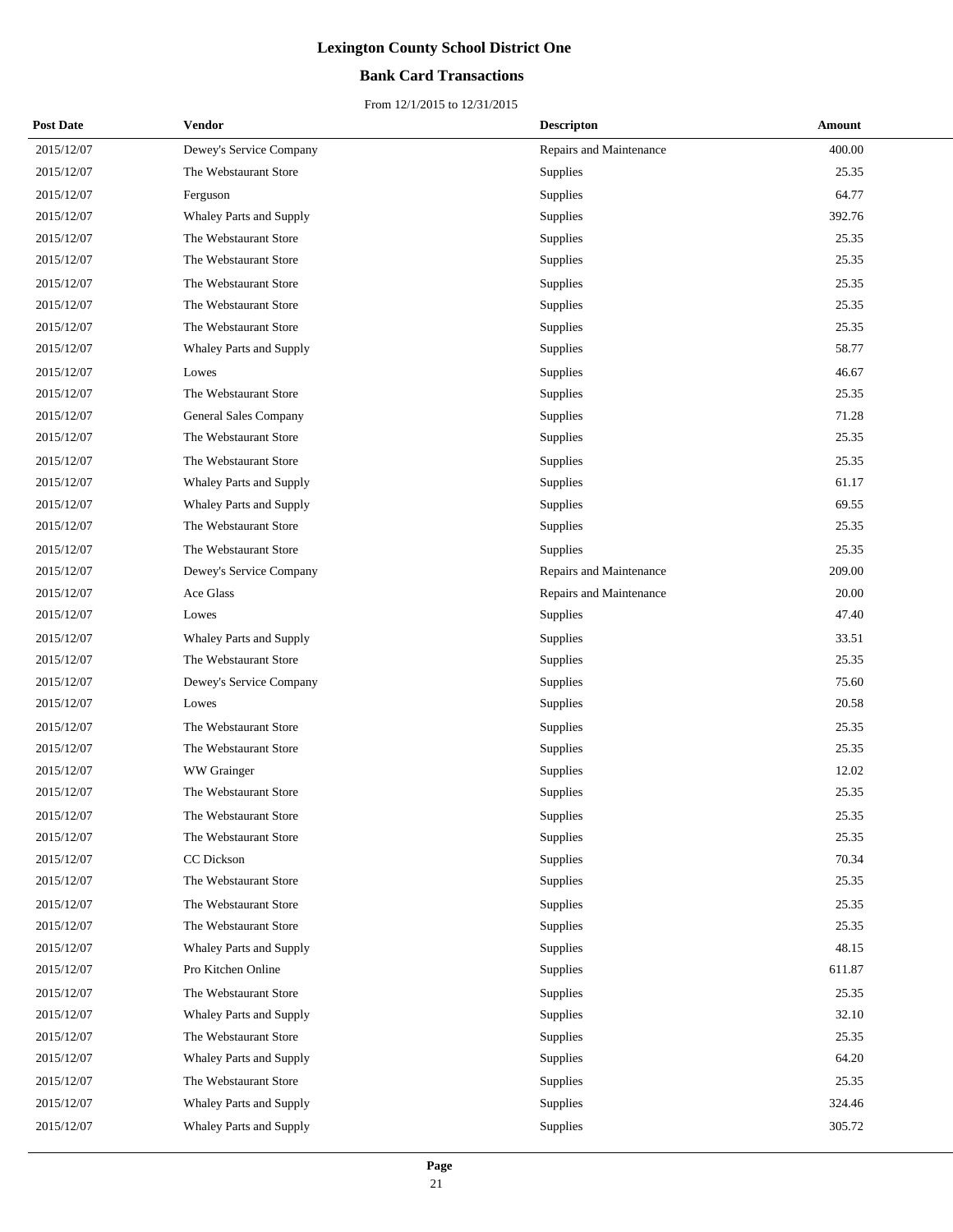# Lexington County School District One

## Bank Card Transactions

From 12/1/2015 to 12/31/2015

| Post Date | Vendor | Descripton | Amount |
|---|---|---|---|
| 2015/12/07 | Dewey's Service Company | Repairs and Maintenance | 400.00 |
| 2015/12/07 | The Webstaurant Store | Supplies | 25.35 |
| 2015/12/07 | Ferguson | Supplies | 64.77 |
| 2015/12/07 | Whaley Parts and Supply | Supplies | 392.76 |
| 2015/12/07 | The Webstaurant Store | Supplies | 25.35 |
| 2015/12/07 | The Webstaurant Store | Supplies | 25.35 |
| 2015/12/07 | The Webstaurant Store | Supplies | 25.35 |
| 2015/12/07 | The Webstaurant Store | Supplies | 25.35 |
| 2015/12/07 | The Webstaurant Store | Supplies | 25.35 |
| 2015/12/07 | Whaley Parts and Supply | Supplies | 58.77 |
| 2015/12/07 | Lowes | Supplies | 46.67 |
| 2015/12/07 | The Webstaurant Store | Supplies | 25.35 |
| 2015/12/07 | General Sales Company | Supplies | 71.28 |
| 2015/12/07 | The Webstaurant Store | Supplies | 25.35 |
| 2015/12/07 | The Webstaurant Store | Supplies | 25.35 |
| 2015/12/07 | Whaley Parts and Supply | Supplies | 61.17 |
| 2015/12/07 | Whaley Parts and Supply | Supplies | 69.55 |
| 2015/12/07 | The Webstaurant Store | Supplies | 25.35 |
| 2015/12/07 | The Webstaurant Store | Supplies | 25.35 |
| 2015/12/07 | Dewey's Service Company | Repairs and Maintenance | 209.00 |
| 2015/12/07 | Ace Glass | Repairs and Maintenance | 20.00 |
| 2015/12/07 | Lowes | Supplies | 47.40 |
| 2015/12/07 | Whaley Parts and Supply | Supplies | 33.51 |
| 2015/12/07 | The Webstaurant Store | Supplies | 25.35 |
| 2015/12/07 | Dewey's Service Company | Supplies | 75.60 |
| 2015/12/07 | Lowes | Supplies | 20.58 |
| 2015/12/07 | The Webstaurant Store | Supplies | 25.35 |
| 2015/12/07 | The Webstaurant Store | Supplies | 25.35 |
| 2015/12/07 | WW Grainger | Supplies | 12.02 |
| 2015/12/07 | The Webstaurant Store | Supplies | 25.35 |
| 2015/12/07 | The Webstaurant Store | Supplies | 25.35 |
| 2015/12/07 | The Webstaurant Store | Supplies | 25.35 |
| 2015/12/07 | CC Dickson | Supplies | 70.34 |
| 2015/12/07 | The Webstaurant Store | Supplies | 25.35 |
| 2015/12/07 | The Webstaurant Store | Supplies | 25.35 |
| 2015/12/07 | The Webstaurant Store | Supplies | 25.35 |
| 2015/12/07 | Whaley Parts and Supply | Supplies | 48.15 |
| 2015/12/07 | Pro Kitchen Online | Supplies | 611.87 |
| 2015/12/07 | The Webstaurant Store | Supplies | 25.35 |
| 2015/12/07 | Whaley Parts and Supply | Supplies | 32.10 |
| 2015/12/07 | The Webstaurant Store | Supplies | 25.35 |
| 2015/12/07 | Whaley Parts and Supply | Supplies | 64.20 |
| 2015/12/07 | The Webstaurant Store | Supplies | 25.35 |
| 2015/12/07 | Whaley Parts and Supply | Supplies | 324.46 |
| 2015/12/07 | Whaley Parts and Supply | Supplies | 305.72 |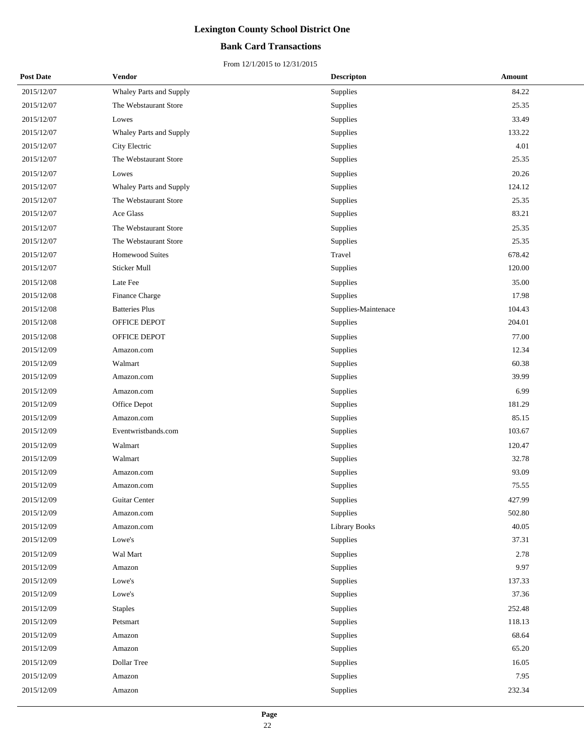# Lexington County School District One

## Bank Card Transactions

From 12/1/2015 to 12/31/2015

| Post Date | Vendor | Descripton | Amount |
|---|---|---|---|
| 2015/12/07 | Whaley Parts and Supply | Supplies | 84.22 |
| 2015/12/07 | The Webstaurant Store | Supplies | 25.35 |
| 2015/12/07 | Lowes | Supplies | 33.49 |
| 2015/12/07 | Whaley Parts and Supply | Supplies | 133.22 |
| 2015/12/07 | City Electric | Supplies | 4.01 |
| 2015/12/07 | The Webstaurant Store | Supplies | 25.35 |
| 2015/12/07 | Lowes | Supplies | 20.26 |
| 2015/12/07 | Whaley Parts and Supply | Supplies | 124.12 |
| 2015/12/07 | The Webstaurant Store | Supplies | 25.35 |
| 2015/12/07 | Ace Glass | Supplies | 83.21 |
| 2015/12/07 | The Webstaurant Store | Supplies | 25.35 |
| 2015/12/07 | The Webstaurant Store | Supplies | 25.35 |
| 2015/12/07 | Homewood Suites | Travel | 678.42 |
| 2015/12/07 | Sticker Mull | Supplies | 120.00 |
| 2015/12/08 | Late Fee | Supplies | 35.00 |
| 2015/12/08 | Finance Charge | Supplies | 17.98 |
| 2015/12/08 | Batteries Plus | Supplies-Maintenace | 104.43 |
| 2015/12/08 | OFFICE DEPOT | Supplies | 204.01 |
| 2015/12/08 | OFFICE DEPOT | Supplies | 77.00 |
| 2015/12/09 | Amazon.com | Supplies | 12.34 |
| 2015/12/09 | Walmart | Supplies | 60.38 |
| 2015/12/09 | Amazon.com | Supplies | 39.99 |
| 2015/12/09 | Amazon.com | Supplies | 6.99 |
| 2015/12/09 | Office Depot | Supplies | 181.29 |
| 2015/12/09 | Amazon.com | Supplies | 85.15 |
| 2015/12/09 | Eventwristbands.com | Supplies | 103.67 |
| 2015/12/09 | Walmart | Supplies | 120.47 |
| 2015/12/09 | Walmart | Supplies | 32.78 |
| 2015/12/09 | Amazon.com | Supplies | 93.09 |
| 2015/12/09 | Amazon.com | Supplies | 75.55 |
| 2015/12/09 | Guitar Center | Supplies | 427.99 |
| 2015/12/09 | Amazon.com | Supplies | 502.80 |
| 2015/12/09 | Amazon.com | Library Books | 40.05 |
| 2015/12/09 | Lowe's | Supplies | 37.31 |
| 2015/12/09 | Wal Mart | Supplies | 2.78 |
| 2015/12/09 | Amazon | Supplies | 9.97 |
| 2015/12/09 | Lowe's | Supplies | 137.33 |
| 2015/12/09 | Lowe's | Supplies | 37.36 |
| 2015/12/09 | Staples | Supplies | 252.48 |
| 2015/12/09 | Petsmart | Supplies | 118.13 |
| 2015/12/09 | Amazon | Supplies | 68.64 |
| 2015/12/09 | Amazon | Supplies | 65.20 |
| 2015/12/09 | Dollar Tree | Supplies | 16.05 |
| 2015/12/09 | Amazon | Supplies | 7.95 |
| 2015/12/09 | Amazon | Supplies | 232.34 |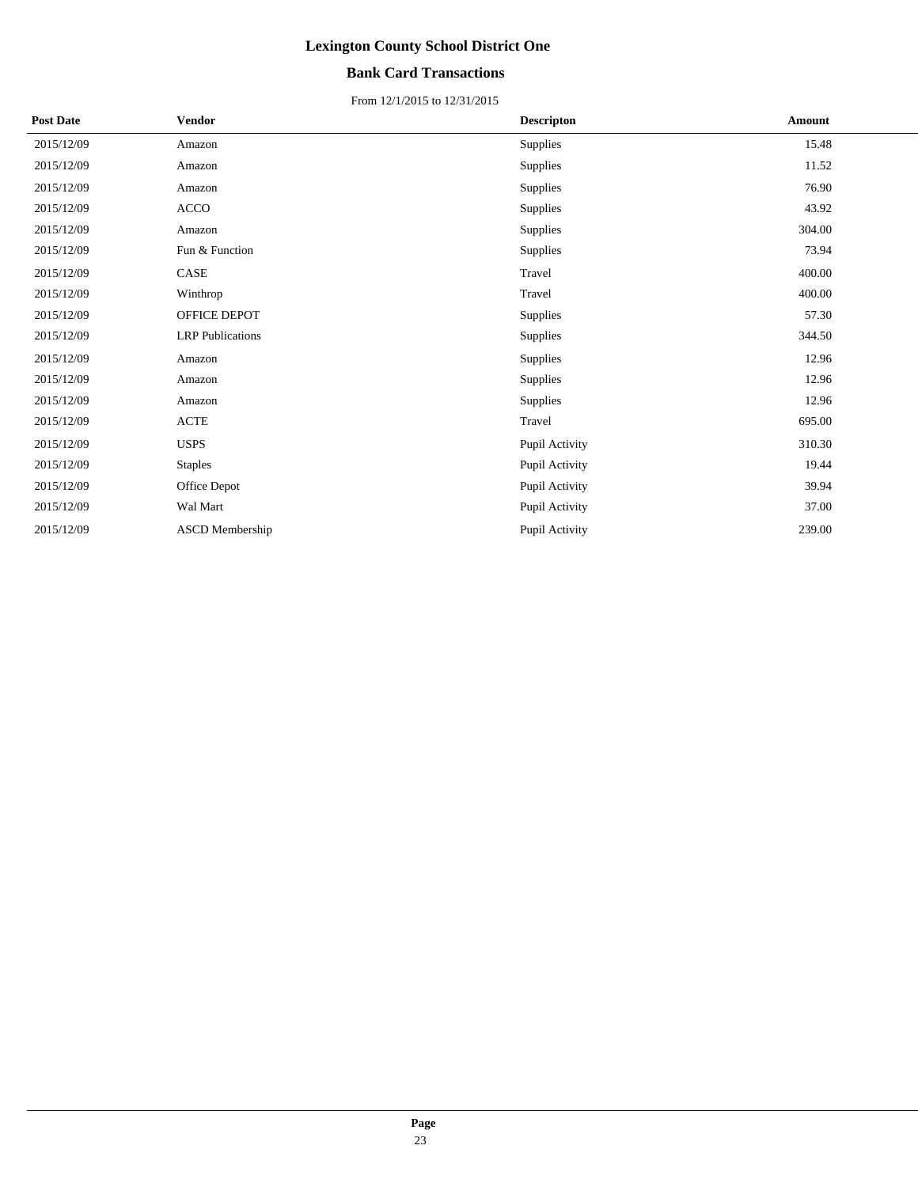# Lexington County School District One

## Bank Card Transactions

From 12/1/2015 to 12/31/2015

| Post Date | Vendor | Descripton | Amount |
|---|---|---|---|
| 2015/12/09 | Amazon | Supplies | 15.48 |
| 2015/12/09 | Amazon | Supplies | 11.52 |
| 2015/12/09 | Amazon | Supplies | 76.90 |
| 2015/12/09 | ACCO | Supplies | 43.92 |
| 2015/12/09 | Amazon | Supplies | 304.00 |
| 2015/12/09 | Fun & Function | Supplies | 73.94 |
| 2015/12/09 | CASE | Travel | 400.00 |
| 2015/12/09 | Winthrop | Travel | 400.00 |
| 2015/12/09 | OFFICE DEPOT | Supplies | 57.30 |
| 2015/12/09 | LRP Publications | Supplies | 344.50 |
| 2015/12/09 | Amazon | Supplies | 12.96 |
| 2015/12/09 | Amazon | Supplies | 12.96 |
| 2015/12/09 | Amazon | Supplies | 12.96 |
| 2015/12/09 | ACTE | Travel | 695.00 |
| 2015/12/09 | USPS | Pupil Activity | 310.30 |
| 2015/12/09 | Staples | Pupil Activity | 19.44 |
| 2015/12/09 | Office Depot | Pupil Activity | 39.94 |
| 2015/12/09 | Wal Mart | Pupil Activity | 37.00 |
| 2015/12/09 | ASCD Membership | Pupil Activity | 239.00 |